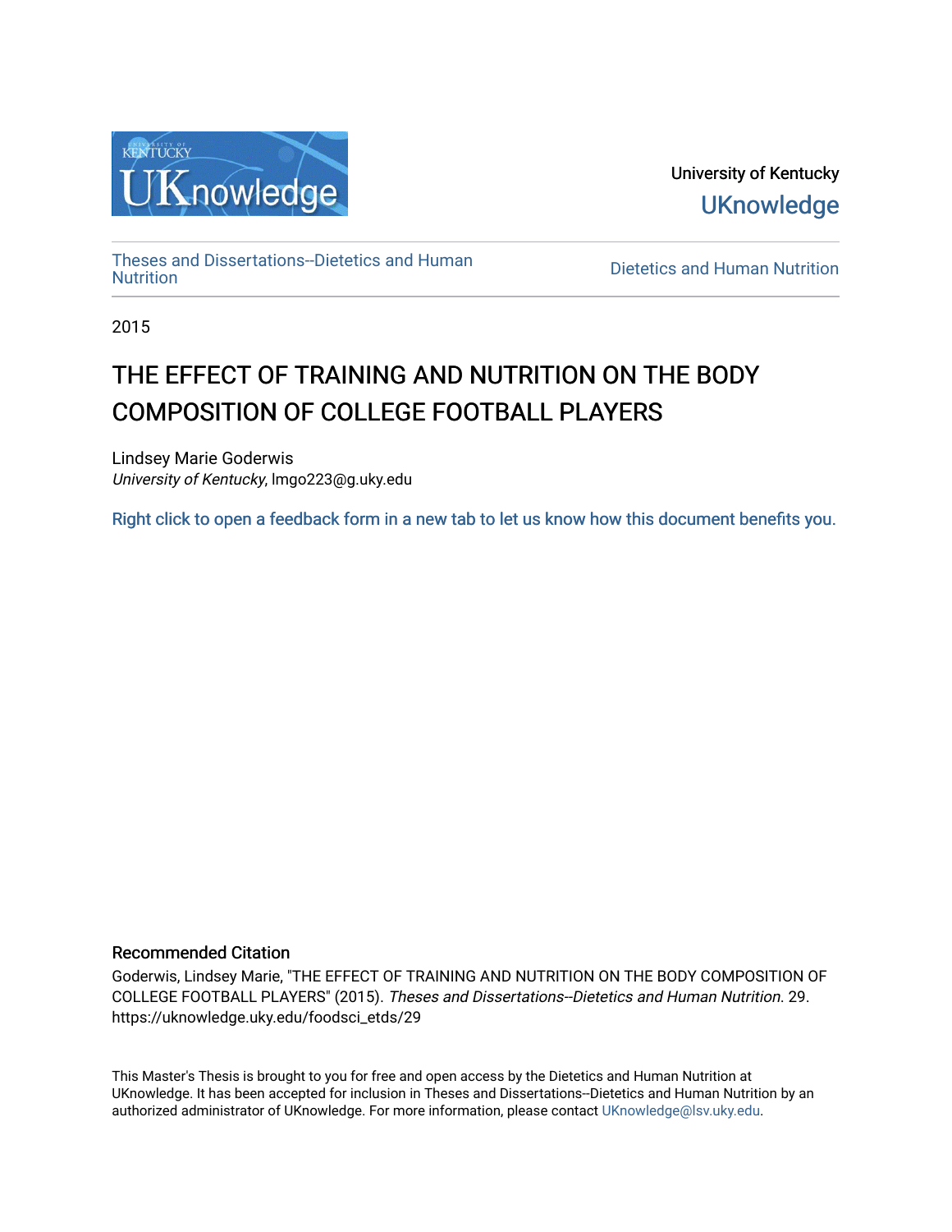University of Kentucky

UKnowledge

Theses and Dissertations--Dietetics and Human Nutrition

Dietetics and Human Nutrition

2015

# THE EFFECT OF TRAINING AND NUTRITION ON THE BODY COMPOSITION OF COLLEGE FOOTBALL PLAYERS

Lindsey Marie Goderwis
*University of Kentucky*, lmgo223@g.uky.edu

Right click to open a feedback form in a new tab to let us know how this document benefits you.

## Recommended Citation

Goderwis, Lindsey Marie, "THE EFFECT OF TRAINING AND NUTRITION ON THE BODY COMPOSITION OF COLLEGE FOOTBALL PLAYERS" (2015). *Theses and Dissertations--Dietetics and Human Nutrition*. 29.
https://uknowledge.uky.edu/foodsci_etds/29

This Master's Thesis is brought to you for free and open access by the Dietetics and Human Nutrition at UKnowledge. It has been accepted for inclusion in Theses and Dissertations--Dietetics and Human Nutrition by an authorized administrator of UKnowledge. For more information, please contact UKnowledge@lsv.uky.edu.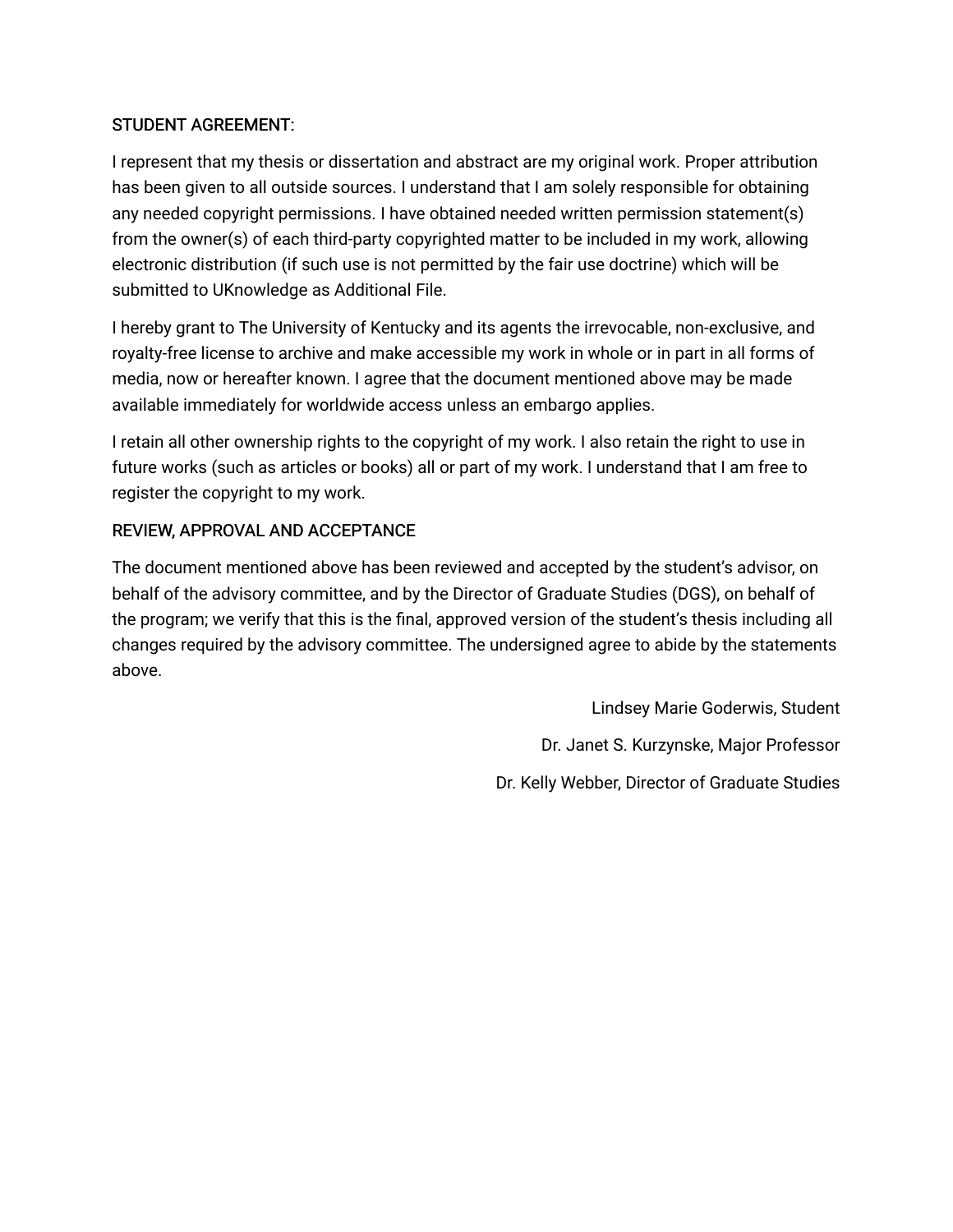STUDENT AGREEMENT:

I represent that my thesis or dissertation and abstract are my original work. Proper attribution has been given to all outside sources. I understand that I am solely responsible for obtaining any needed copyright permissions. I have obtained needed written permission statement(s) from the owner(s) of each third-party copyrighted matter to be included in my work, allowing electronic distribution (if such use is not permitted by the fair use doctrine) which will be submitted to UKnowledge as Additional File.

I hereby grant to The University of Kentucky and its agents the irrevocable, non-exclusive, and royalty-free license to archive and make accessible my work in whole or in part in all forms of media, now or hereafter known. I agree that the document mentioned above may be made available immediately for worldwide access unless an embargo applies.

I retain all other ownership rights to the copyright of my work. I also retain the right to use in future works (such as articles or books) all or part of my work. I understand that I am free to register the copyright to my work.

REVIEW, APPROVAL AND ACCEPTANCE

The document mentioned above has been reviewed and accepted by the student's advisor, on behalf of the advisory committee, and by the Director of Graduate Studies (DGS), on behalf of the program; we verify that this is the final, approved version of the student's thesis including all changes required by the advisory committee. The undersigned agree to abide by the statements above.

Lindsey Marie Goderwis, Student

Dr. Janet S. Kurzynske, Major Professor

Dr. Kelly Webber, Director of Graduate Studies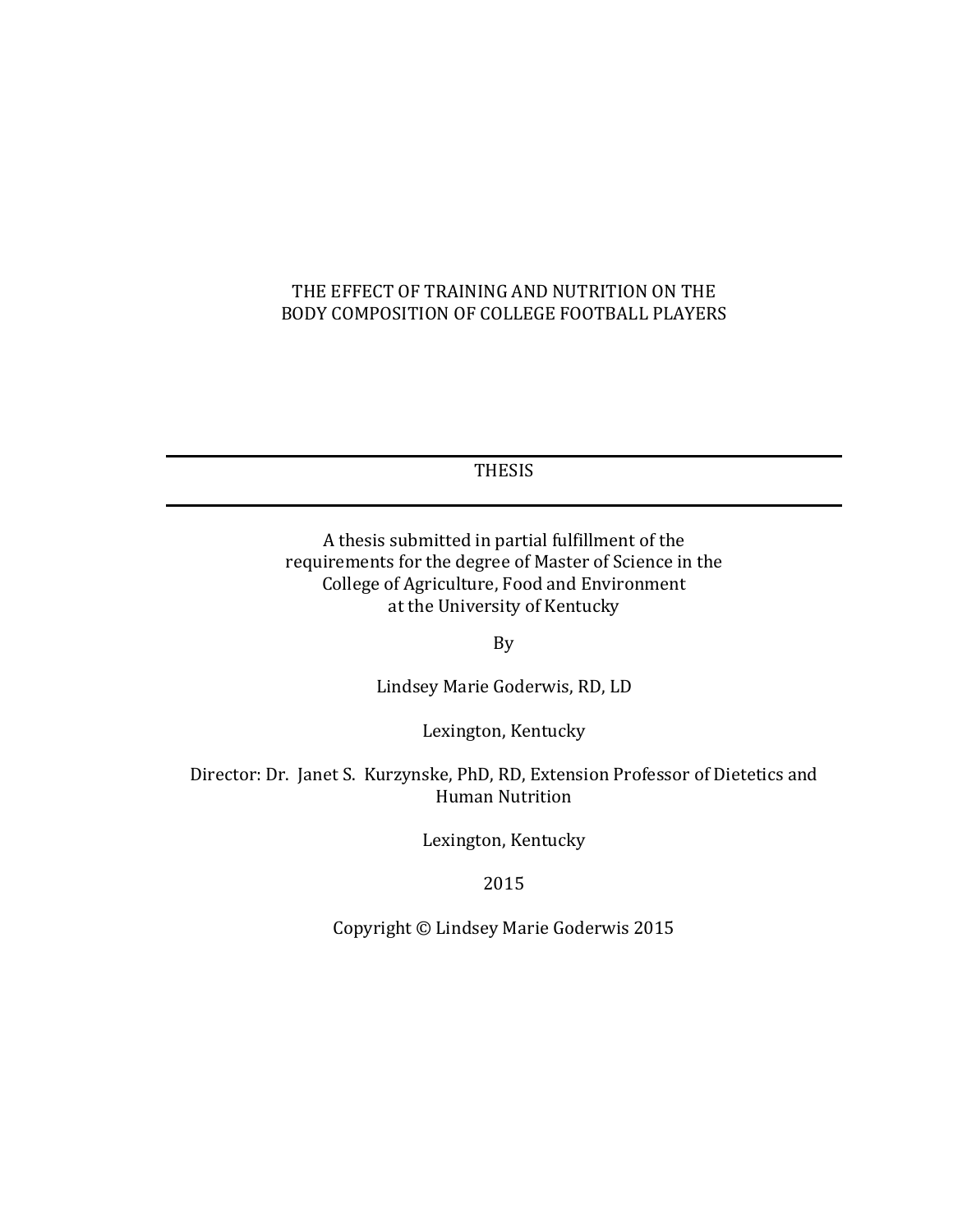# THE EFFECT OF TRAINING AND NUTRITION ON THE BODY COMPOSITION OF COLLEGE FOOTBALL PLAYERS

---

THESIS

---

A thesis submitted in partial fulfillment of the requirements for the degree of Master of Science in the College of Agriculture, Food and Environment at the University of Kentucky

By

Lindsey Marie Goderwis, RD, LD

Lexington, Kentucky

Director: Dr. Janet S. Kurzynske, PhD, RD, Extension Professor of Dietetics and Human Nutrition

Lexington, Kentucky

2015

Copyright © Lindsey Marie Goderwis 2015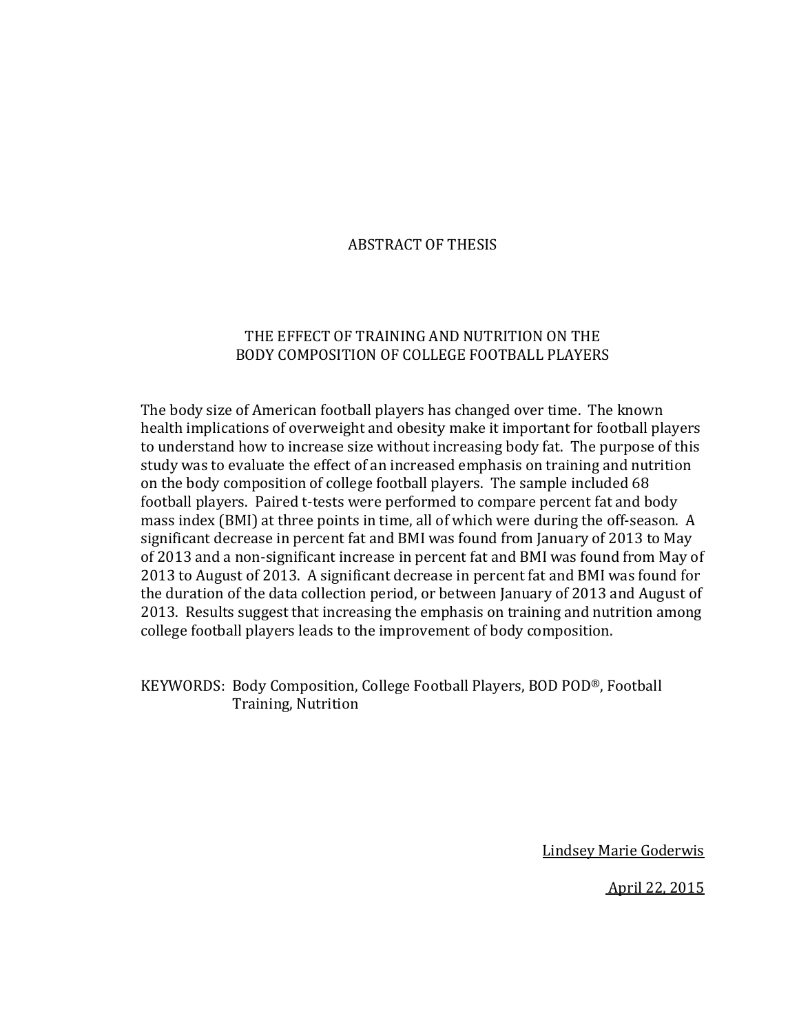# ABSTRACT OF THESIS

## THE EFFECT OF TRAINING AND NUTRITION ON THE BODY COMPOSITION OF COLLEGE FOOTBALL PLAYERS

The body size of American football players has changed over time. The known health implications of overweight and obesity make it important for football players to understand how to increase size without increasing body fat. The purpose of this study was to evaluate the effect of an increased emphasis on training and nutrition on the body composition of college football players. The sample included 68 football players. Paired t-tests were performed to compare percent fat and body mass index (BMI) at three points in time, all of which were during the off-season. A significant decrease in percent fat and BMI was found from January of 2013 to May of 2013 and a non-significant increase in percent fat and BMI was found from May of 2013 to August of 2013. A significant decrease in percent fat and BMI was found for the duration of the data collection period, or between January of 2013 and August of 2013. Results suggest that increasing the emphasis on training and nutrition among college football players leads to the improvement of body composition.

KEYWORDS: Body Composition, College Football Players, BOD POD®, Football Training, Nutrition

Lindsey Marie Goderwis

April 22, 2015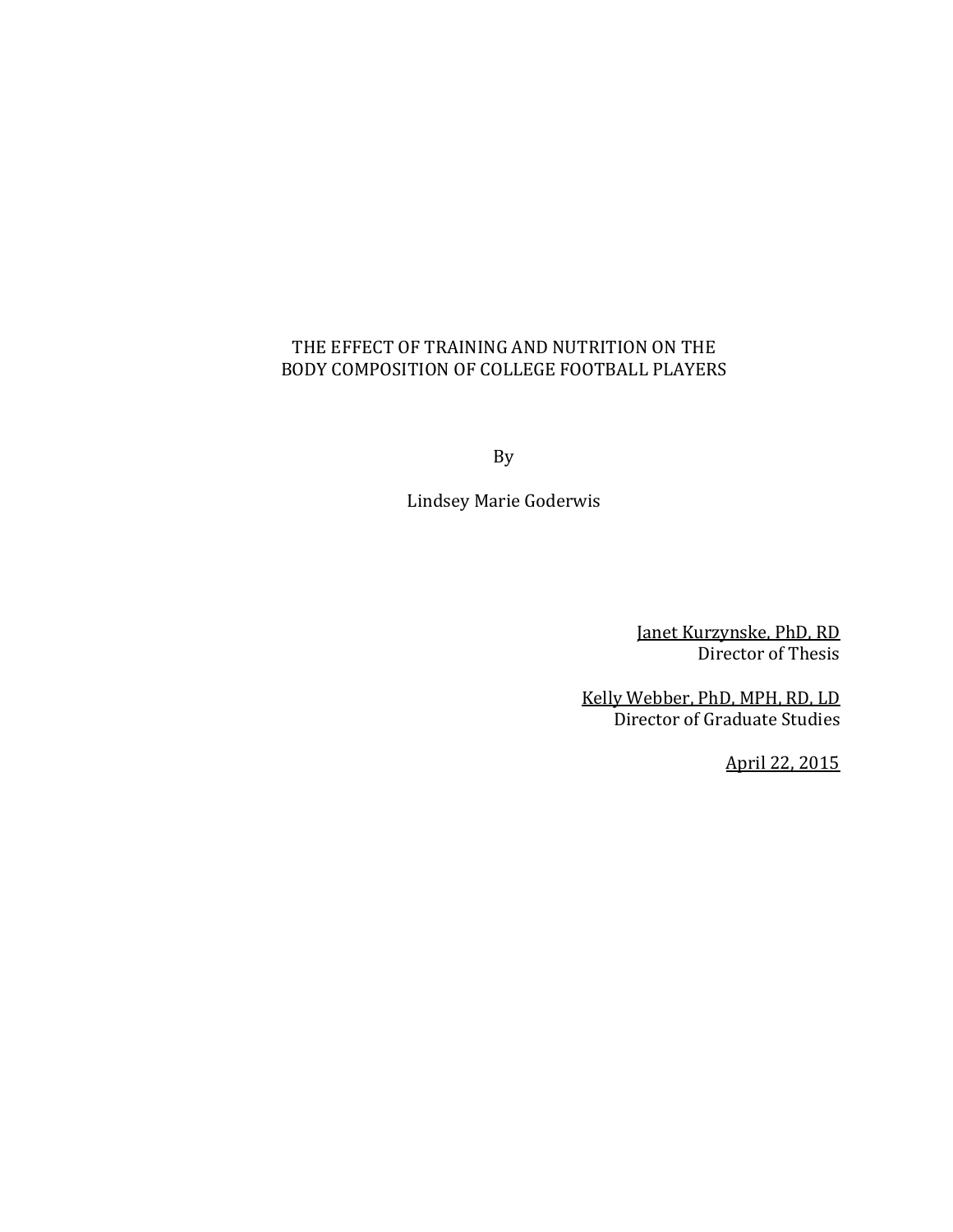THE EFFECT OF TRAINING AND NUTRITION ON THE
BODY COMPOSITION OF COLLEGE FOOTBALL PLAYERS

By

Lindsey Marie Goderwis

Janet Kurzynske, PhD, RD
Director of Thesis

Kelly Webber, PhD, MPH, RD, LD
Director of Graduate Studies

April 22, 2015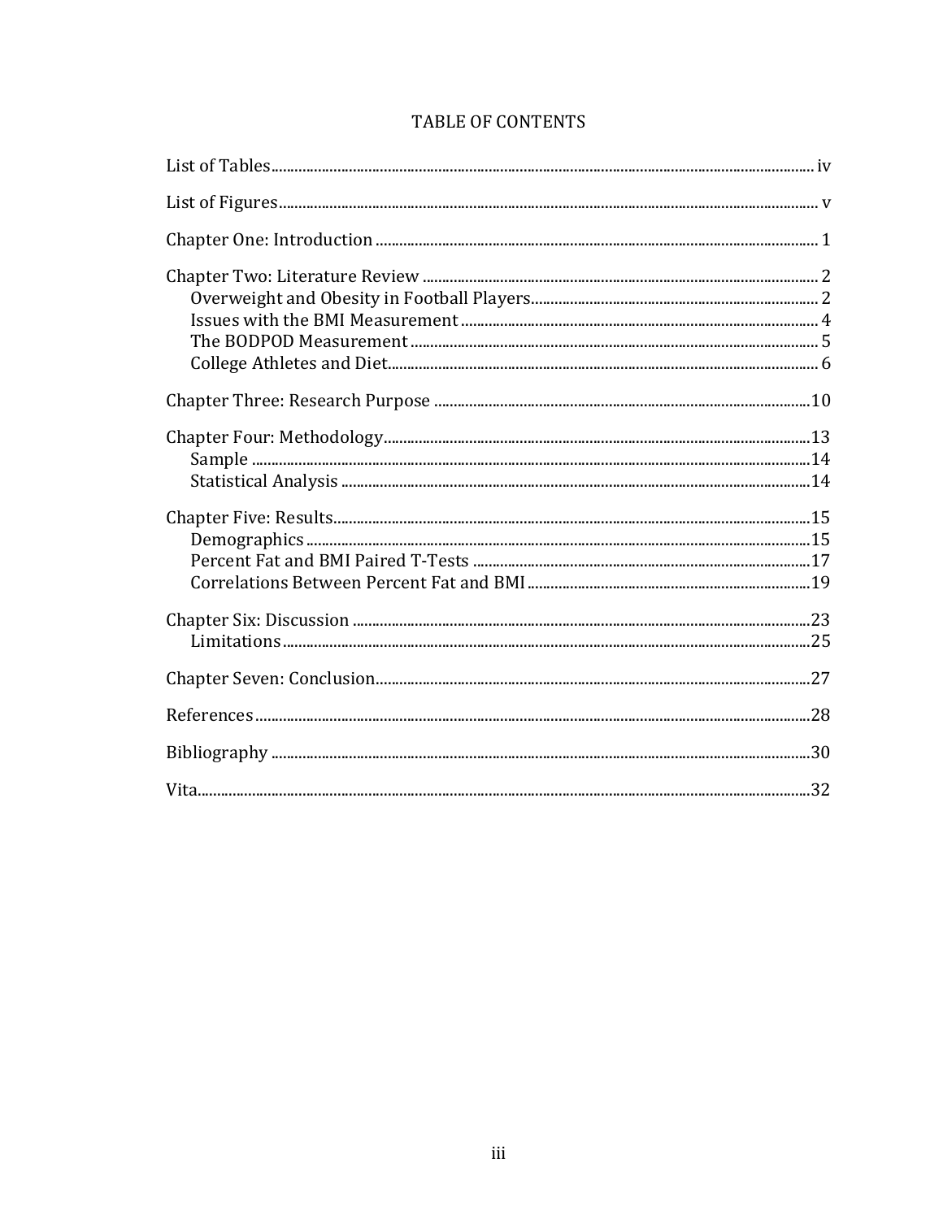# TABLE OF CONTENTS

List of Tables ........................................................................ iv

List of Figures ........................................................................ v

Chapter One: Introduction ........................................................................ 1

Chapter Two: Literature Review ........................................................................ 2
- Overweight and Obesity in Football Players ........................................................................ 2
- Issues with the BMI Measurement ........................................................................ 4
- The BODPOD Measurement ........................................................................ 5
- College Athletes and Diet ........................................................................ 6

Chapter Three: Research Purpose ........................................................................ 10

Chapter Four: Methodology ........................................................................ 13
- Sample ........................................................................ 14
- Statistical Analysis ........................................................................ 14

Chapter Five: Results ........................................................................ 15
- Demographics ........................................................................ 15
- Percent Fat and BMI Paired T-Tests ........................................................................ 17
- Correlations Between Percent Fat and BMI ........................................................................ 19

Chapter Six: Discussion ........................................................................ 23
- Limitations ........................................................................ 25

Chapter Seven: Conclusion ........................................................................ 27

References ........................................................................ 28

Bibliography ........................................................................ 30

Vita ........................................................................ 32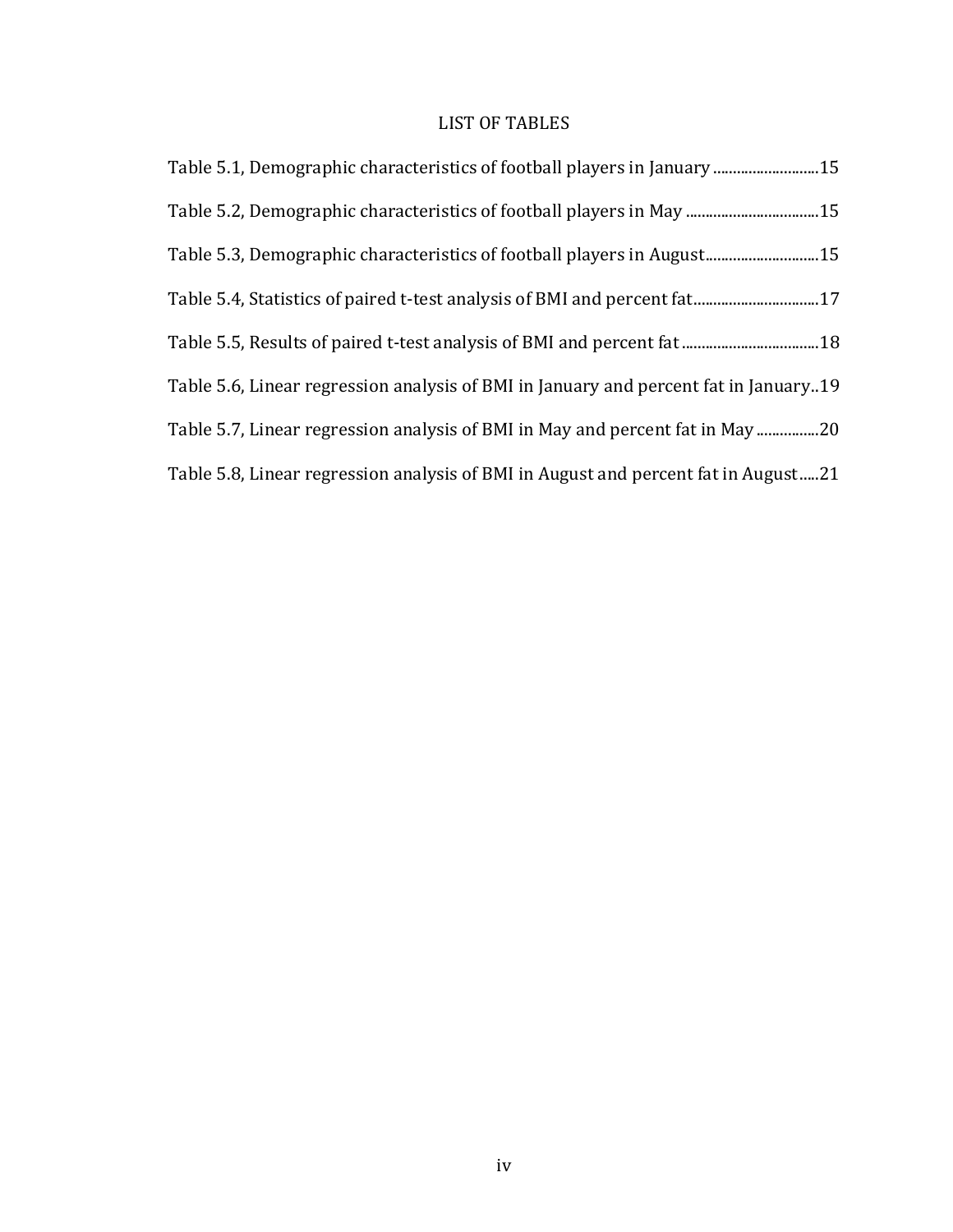# LIST OF TABLES

Table 5.1, Demographic characteristics of football players in January ............................15

Table 5.2, Demographic characteristics of football players in May ..................................15

Table 5.3, Demographic characteristics of football players in August.............................15

Table 5.4, Statistics of paired t-test analysis of BMI and percent fat................................17

Table 5.5, Results of paired t-test analysis of BMI and percent fat ..................................18

Table 5.6, Linear regression analysis of BMI in January and percent fat in January..19

Table 5.7, Linear regression analysis of BMI in May and percent fat in May ................20

Table 5.8, Linear regression analysis of BMI in August and percent fat in August.....21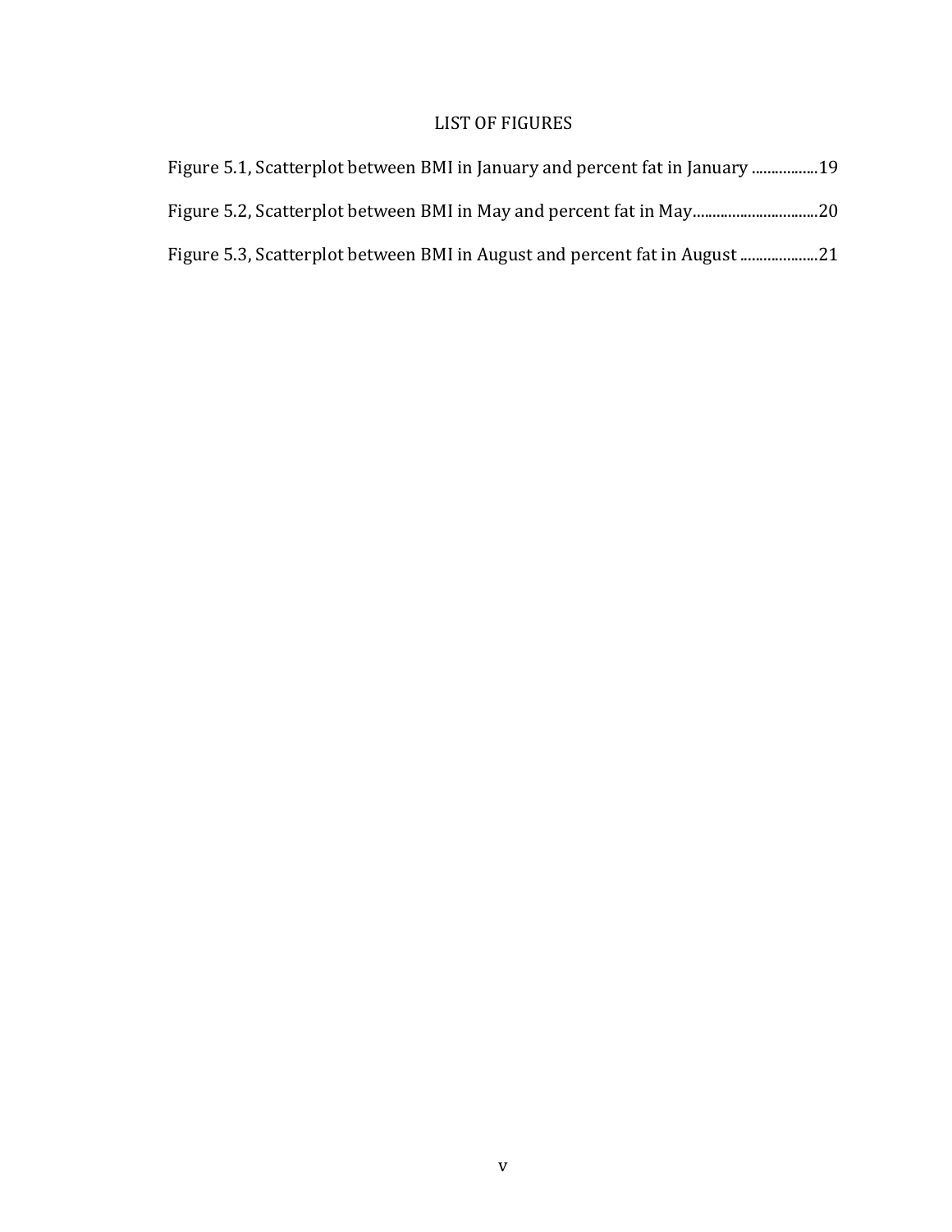# LIST OF FIGURES

Figure 5.1, Scatterplot between BMI in January and percent fat in January .................19

Figure 5.2, Scatterplot between BMI in May and percent fat in May.................................20

Figure 5.3, Scatterplot between BMI in August and percent fat in August ....................21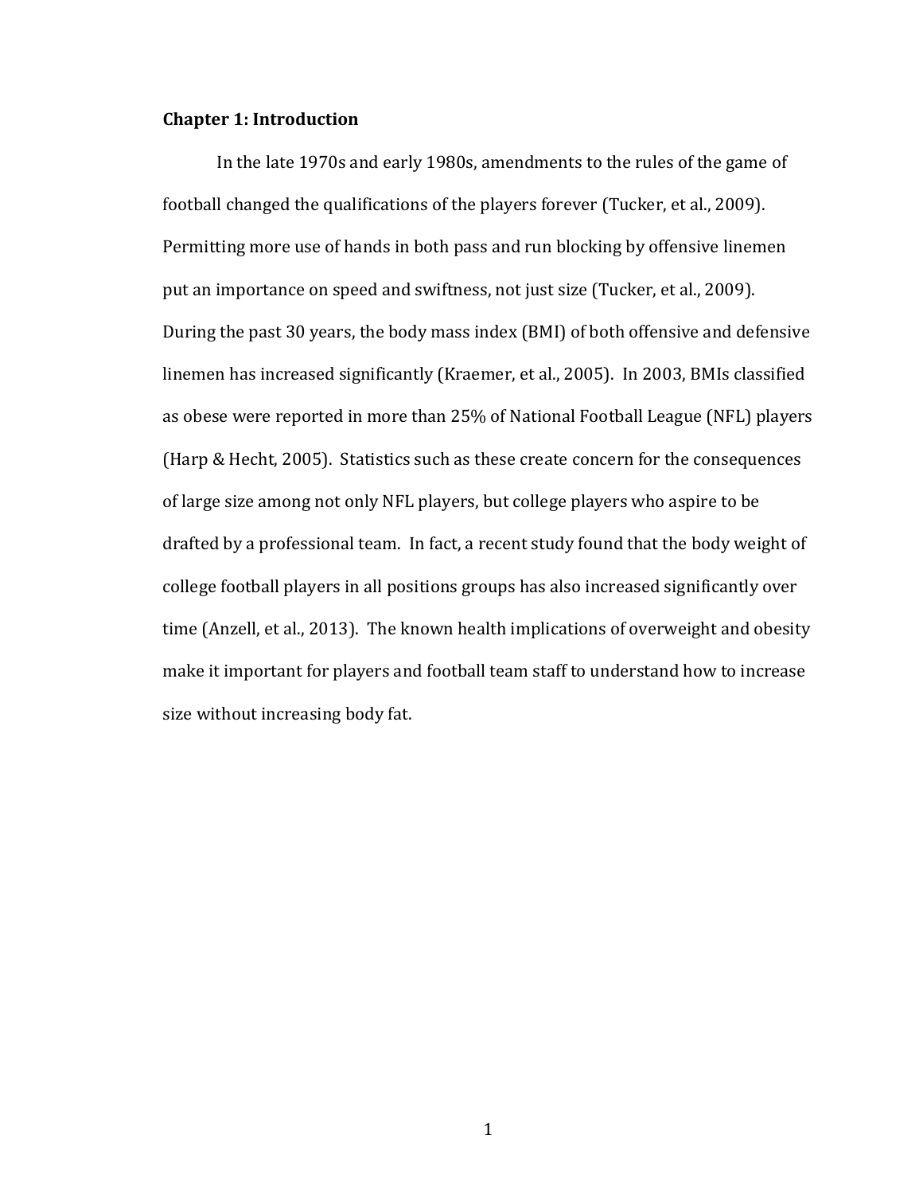# Chapter 1: Introduction

In the late 1970s and early 1980s, amendments to the rules of the game of football changed the qualifications of the players forever (Tucker, et al., 2009). Permitting more use of hands in both pass and run blocking by offensive linemen put an importance on speed and swiftness, not just size (Tucker, et al., 2009). During the past 30 years, the body mass index (BMI) of both offensive and defensive linemen has increased significantly (Kraemer, et al., 2005). In 2003, BMIs classified as obese were reported in more than 25% of National Football League (NFL) players (Harp & Hecht, 2005). Statistics such as these create concern for the consequences of large size among not only NFL players, but college players who aspire to be drafted by a professional team. In fact, a recent study found that the body weight of college football players in all positions groups has also increased significantly over time (Anzell, et al., 2013). The known health implications of overweight and obesity make it important for players and football team staff to understand how to increase size without increasing body fat.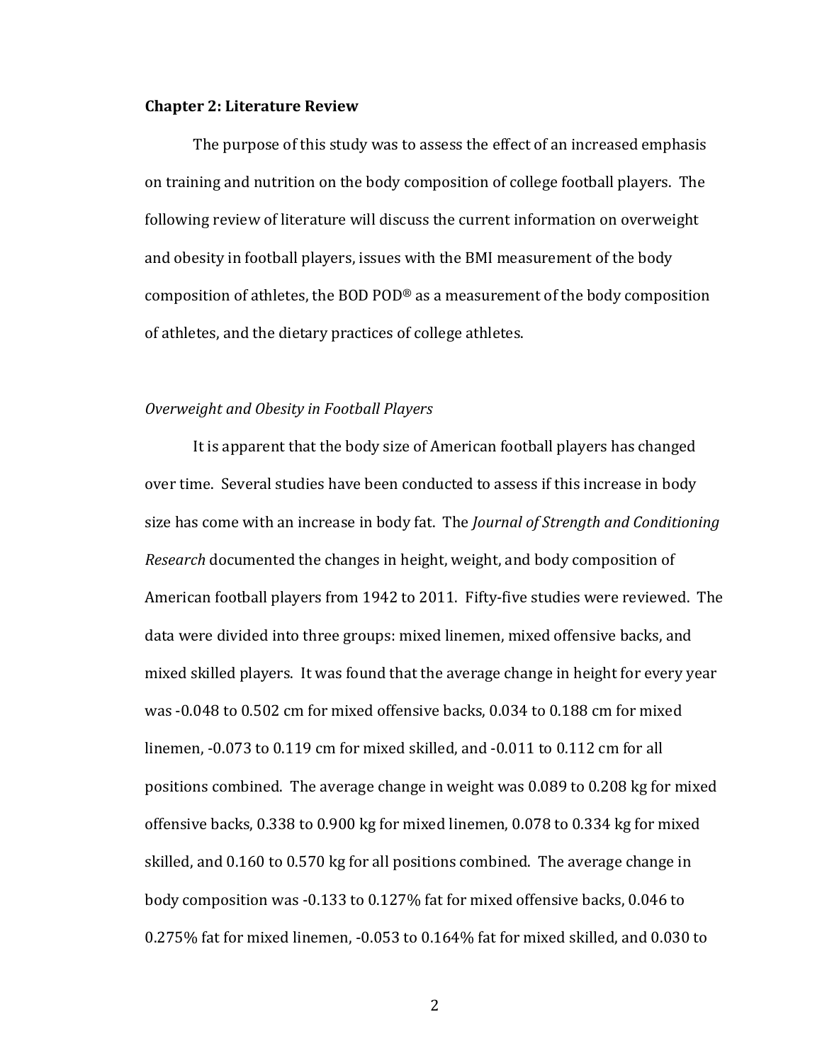## Chapter 2: Literature Review

The purpose of this study was to assess the effect of an increased emphasis on training and nutrition on the body composition of college football players. The following review of literature will discuss the current information on overweight and obesity in football players, issues with the BMI measurement of the body composition of athletes, the BOD POD® as a measurement of the body composition of athletes, and the dietary practices of college athletes.

### *Overweight and Obesity in Football Players*

It is apparent that the body size of American football players has changed over time. Several studies have been conducted to assess if this increase in body size has come with an increase in body fat. The *Journal of Strength and Conditioning Research* documented the changes in height, weight, and body composition of American football players from 1942 to 2011. Fifty-five studies were reviewed. The data were divided into three groups: mixed linemen, mixed offensive backs, and mixed skilled players. It was found that the average change in height for every year was -0.048 to 0.502 cm for mixed offensive backs, 0.034 to 0.188 cm for mixed linemen, -0.073 to 0.119 cm for mixed skilled, and -0.011 to 0.112 cm for all positions combined. The average change in weight was 0.089 to 0.208 kg for mixed offensive backs, 0.338 to 0.900 kg for mixed linemen, 0.078 to 0.334 kg for mixed skilled, and 0.160 to 0.570 kg for all positions combined. The average change in body composition was -0.133 to 0.127% fat for mixed offensive backs, 0.046 to 0.275% fat for mixed linemen, -0.053 to 0.164% fat for mixed skilled, and 0.030 to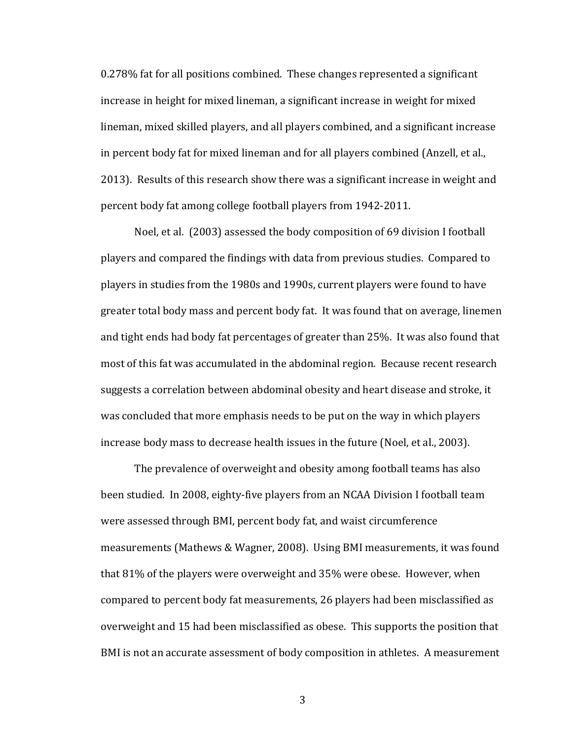0.278% fat for all positions combined. These changes represented a significant increase in height for mixed lineman, a significant increase in weight for mixed lineman, mixed skilled players, and all players combined, and a significant increase in percent body fat for mixed lineman and for all players combined (Anzell, et al., 2013). Results of this research show there was a significant increase in weight and percent body fat among college football players from 1942-2011.

Noel, et al. (2003) assessed the body composition of 69 division I football players and compared the findings with data from previous studies. Compared to players in studies from the 1980s and 1990s, current players were found to have greater total body mass and percent body fat. It was found that on average, linemen and tight ends had body fat percentages of greater than 25%. It was also found that most of this fat was accumulated in the abdominal region. Because recent research suggests a correlation between abdominal obesity and heart disease and stroke, it was concluded that more emphasis needs to be put on the way in which players increase body mass to decrease health issues in the future (Noel, et al., 2003).

The prevalence of overweight and obesity among football teams has also been studied. In 2008, eighty-five players from an NCAA Division I football team were assessed through BMI, percent body fat, and waist circumference measurements (Mathews & Wagner, 2008). Using BMI measurements, it was found that 81% of the players were overweight and 35% were obese. However, when compared to percent body fat measurements, 26 players had been misclassified as overweight and 15 had been misclassified as obese. This supports the position that BMI is not an accurate assessment of body composition in athletes. A measurement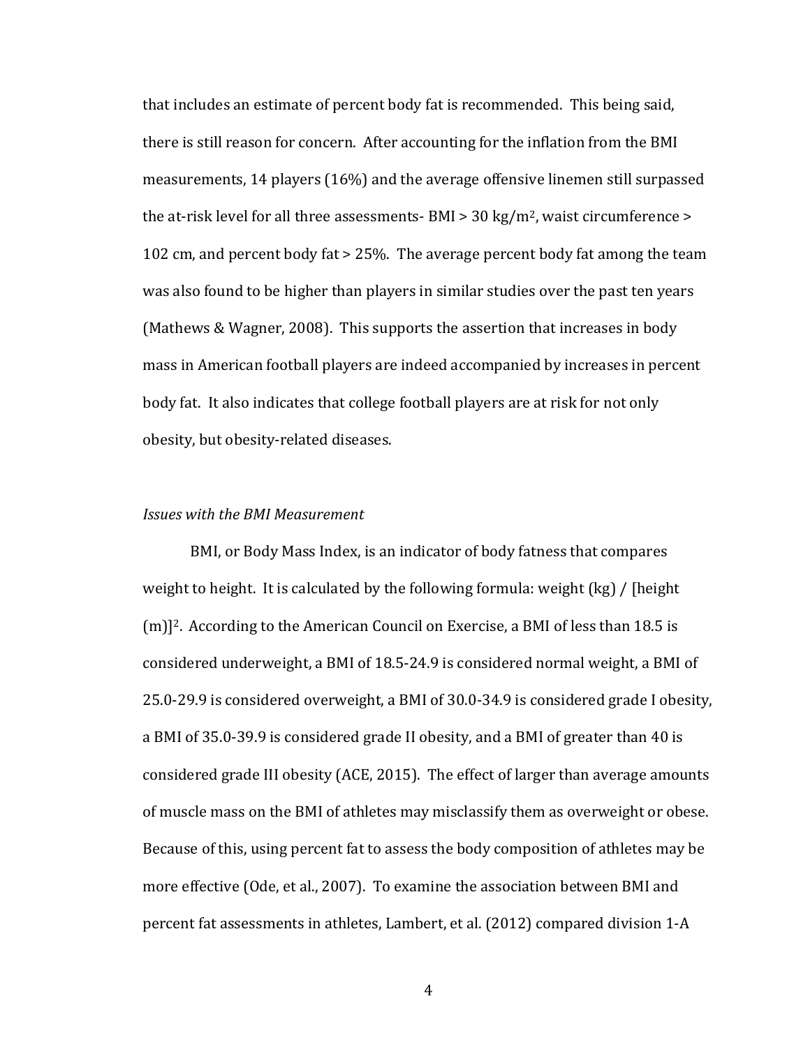that includes an estimate of percent body fat is recommended. This being said, there is still reason for concern. After accounting for the inflation from the BMI measurements, 14 players (16%) and the average offensive linemen still surpassed the at-risk level for all three assessments- BMI > 30 kg/m$^2$, waist circumference > 102 cm, and percent body fat > 25%. The average percent body fat among the team was also found to be higher than players in similar studies over the past ten years (Mathews & Wagner, 2008). This supports the assertion that increases in body mass in American football players are indeed accompanied by increases in percent body fat. It also indicates that college football players are at risk for not only obesity, but obesity-related diseases.

*Issues with the BMI Measurement*

BMI, or Body Mass Index, is an indicator of body fatness that compares weight to height. It is calculated by the following formula: weight (kg) / [height (m)]$^2$. According to the American Council on Exercise, a BMI of less than 18.5 is considered underweight, a BMI of 18.5-24.9 is considered normal weight, a BMI of 25.0-29.9 is considered overweight, a BMI of 30.0-34.9 is considered grade I obesity, a BMI of 35.0-39.9 is considered grade II obesity, and a BMI of greater than 40 is considered grade III obesity (ACE, 2015). The effect of larger than average amounts of muscle mass on the BMI of athletes may misclassify them as overweight or obese. Because of this, using percent fat to assess the body composition of athletes may be more effective (Ode, et al., 2007). To examine the association between BMI and percent fat assessments in athletes, Lambert, et al. (2012) compared division 1-A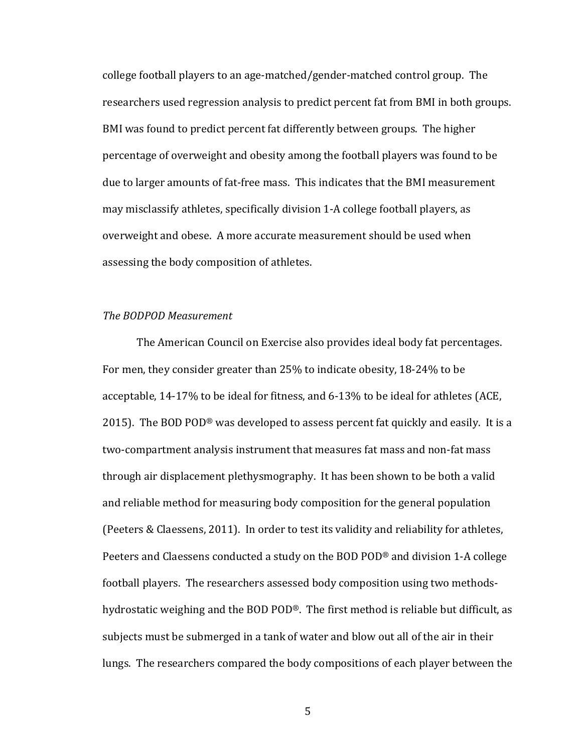college football players to an age-matched/gender-matched control group. The researchers used regression analysis to predict percent fat from BMI in both groups. BMI was found to predict percent fat differently between groups. The higher percentage of overweight and obesity among the football players was found to be due to larger amounts of fat-free mass. This indicates that the BMI measurement may misclassify athletes, specifically division 1-A college football players, as overweight and obese. A more accurate measurement should be used when assessing the body composition of athletes.

*The BODPOD Measurement*

The American Council on Exercise also provides ideal body fat percentages. For men, they consider greater than 25% to indicate obesity, 18-24% to be acceptable, 14-17% to be ideal for fitness, and 6-13% to be ideal for athletes (ACE, 2015). The BOD POD® was developed to assess percent fat quickly and easily. It is a two-compartment analysis instrument that measures fat mass and non-fat mass through air displacement plethysmography. It has been shown to be both a valid and reliable method for measuring body composition for the general population (Peeters & Claessens, 2011). In order to test its validity and reliability for athletes, Peeters and Claessens conducted a study on the BOD POD® and division 1-A college football players. The researchers assessed body composition using two methods- hydrostatic weighing and the BOD POD®. The first method is reliable but difficult, as subjects must be submerged in a tank of water and blow out all of the air in their lungs. The researchers compared the body compositions of each player between the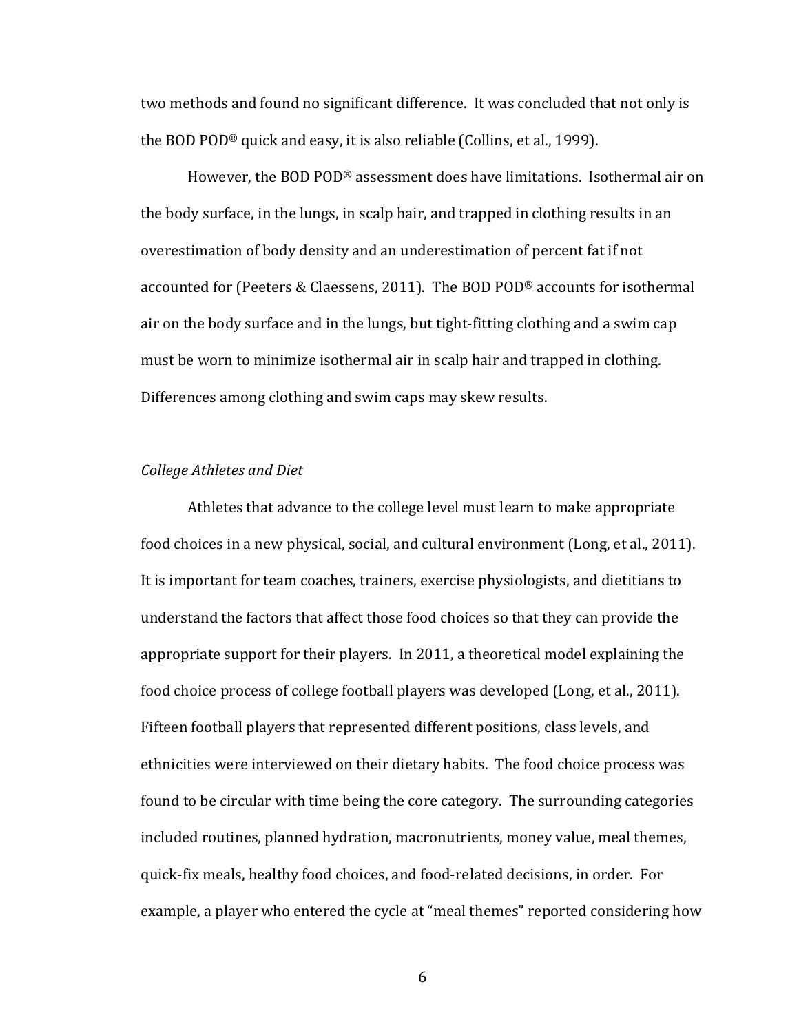two methods and found no significant difference. It was concluded that not only is the BOD POD® quick and easy, it is also reliable (Collins, et al., 1999).

However, the BOD POD® assessment does have limitations. Isothermal air on the body surface, in the lungs, in scalp hair, and trapped in clothing results in an overestimation of body density and an underestimation of percent fat if not accounted for (Peeters & Claessens, 2011). The BOD POD® accounts for isothermal air on the body surface and in the lungs, but tight-fitting clothing and a swim cap must be worn to minimize isothermal air in scalp hair and trapped in clothing. Differences among clothing and swim caps may skew results.

### *College Athletes and Diet*

Athletes that advance to the college level must learn to make appropriate food choices in a new physical, social, and cultural environment (Long, et al., 2011). It is important for team coaches, trainers, exercise physiologists, and dietitians to understand the factors that affect those food choices so that they can provide the appropriate support for their players. In 2011, a theoretical model explaining the food choice process of college football players was developed (Long, et al., 2011). Fifteen football players that represented different positions, class levels, and ethnicities were interviewed on their dietary habits. The food choice process was found to be circular with time being the core category. The surrounding categories included routines, planned hydration, macronutrients, money value, meal themes, quick-fix meals, healthy food choices, and food-related decisions, in order. For example, a player who entered the cycle at "meal themes" reported considering how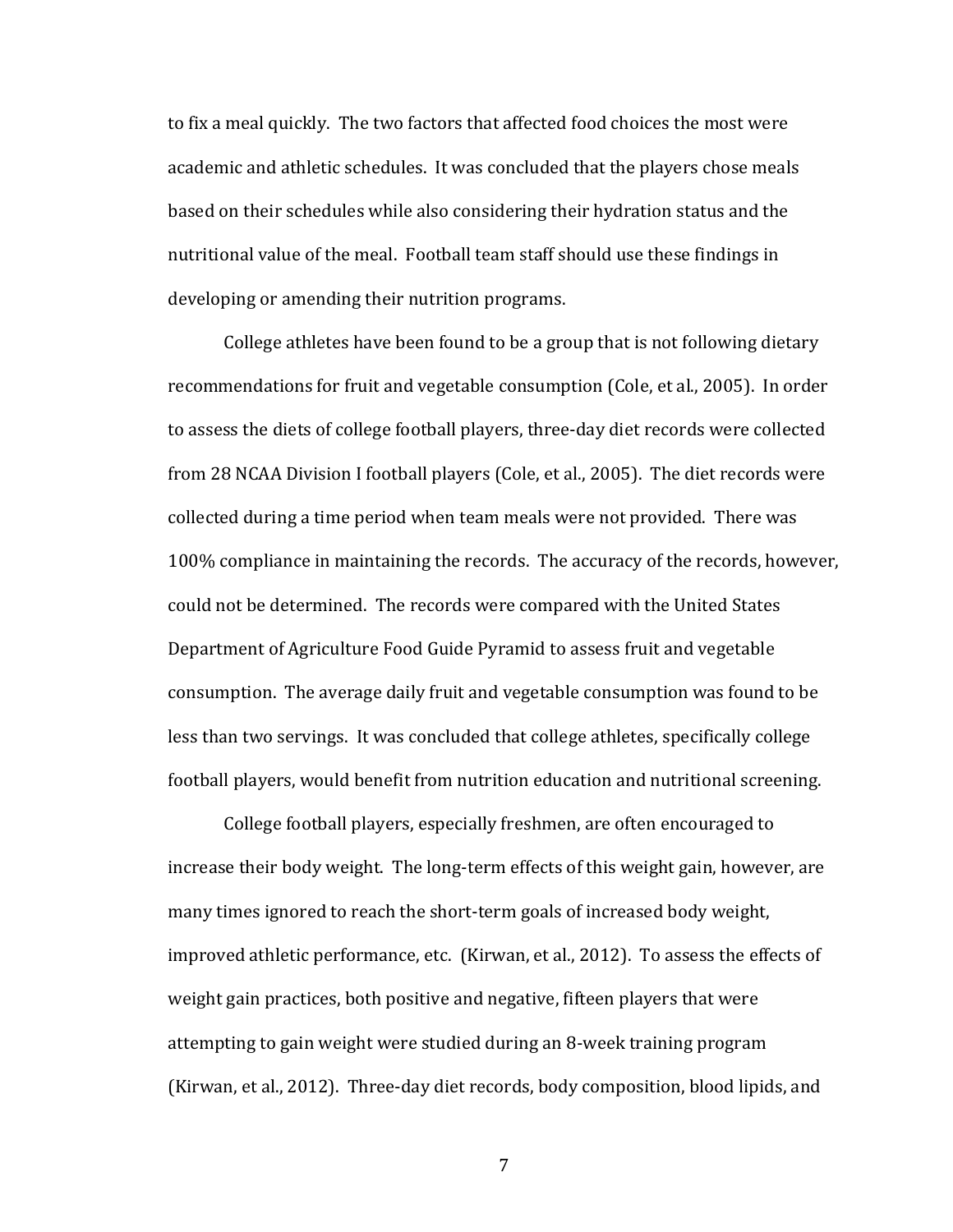to fix a meal quickly. The two factors that affected food choices the most were academic and athletic schedules. It was concluded that the players chose meals based on their schedules while also considering their hydration status and the nutritional value of the meal. Football team staff should use these findings in developing or amending their nutrition programs.

College athletes have been found to be a group that is not following dietary recommendations for fruit and vegetable consumption (Cole, et al., 2005). In order to assess the diets of college football players, three-day diet records were collected from 28 NCAA Division I football players (Cole, et al., 2005). The diet records were collected during a time period when team meals were not provided. There was 100% compliance in maintaining the records. The accuracy of the records, however, could not be determined. The records were compared with the United States Department of Agriculture Food Guide Pyramid to assess fruit and vegetable consumption. The average daily fruit and vegetable consumption was found to be less than two servings. It was concluded that college athletes, specifically college football players, would benefit from nutrition education and nutritional screening.

College football players, especially freshmen, are often encouraged to increase their body weight. The long-term effects of this weight gain, however, are many times ignored to reach the short-term goals of increased body weight, improved athletic performance, etc. (Kirwan, et al., 2012). To assess the effects of weight gain practices, both positive and negative, fifteen players that were attempting to gain weight were studied during an 8-week training program (Kirwan, et al., 2012). Three-day diet records, body composition, blood lipids, and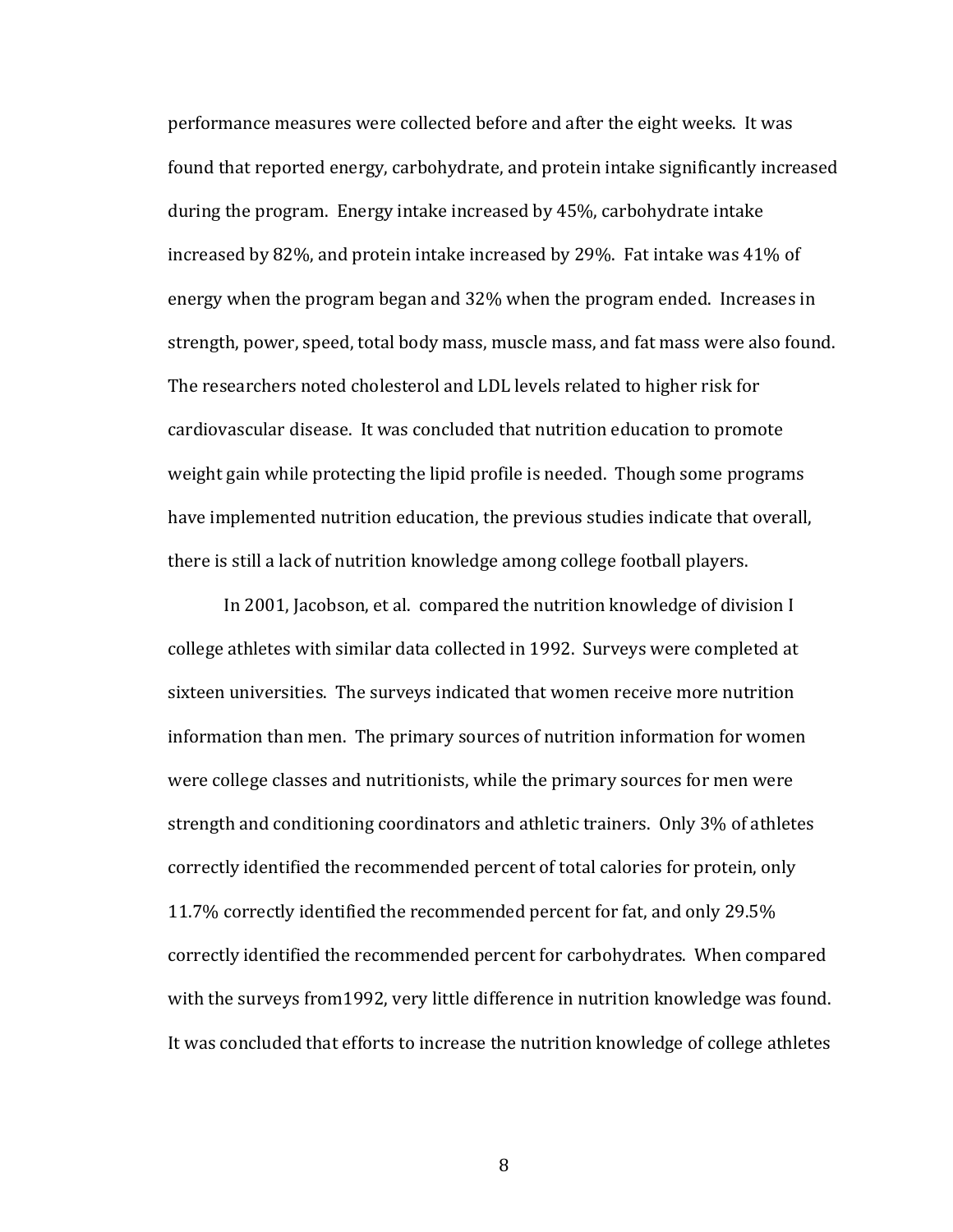performance measures were collected before and after the eight weeks. It was found that reported energy, carbohydrate, and protein intake significantly increased during the program. Energy intake increased by 45%, carbohydrate intake increased by 82%, and protein intake increased by 29%. Fat intake was 41% of energy when the program began and 32% when the program ended. Increases in strength, power, speed, total body mass, muscle mass, and fat mass were also found. The researchers noted cholesterol and LDL levels related to higher risk for cardiovascular disease. It was concluded that nutrition education to promote weight gain while protecting the lipid profile is needed. Though some programs have implemented nutrition education, the previous studies indicate that overall, there is still a lack of nutrition knowledge among college football players.

In 2001, Jacobson, et al. compared the nutrition knowledge of division I college athletes with similar data collected in 1992. Surveys were completed at sixteen universities. The surveys indicated that women receive more nutrition information than men. The primary sources of nutrition information for women were college classes and nutritionists, while the primary sources for men were strength and conditioning coordinators and athletic trainers. Only 3% of athletes correctly identified the recommended percent of total calories for protein, only 11.7% correctly identified the recommended percent for fat, and only 29.5% correctly identified the recommended percent for carbohydrates. When compared with the surveys from1992, very little difference in nutrition knowledge was found. It was concluded that efforts to increase the nutrition knowledge of college athletes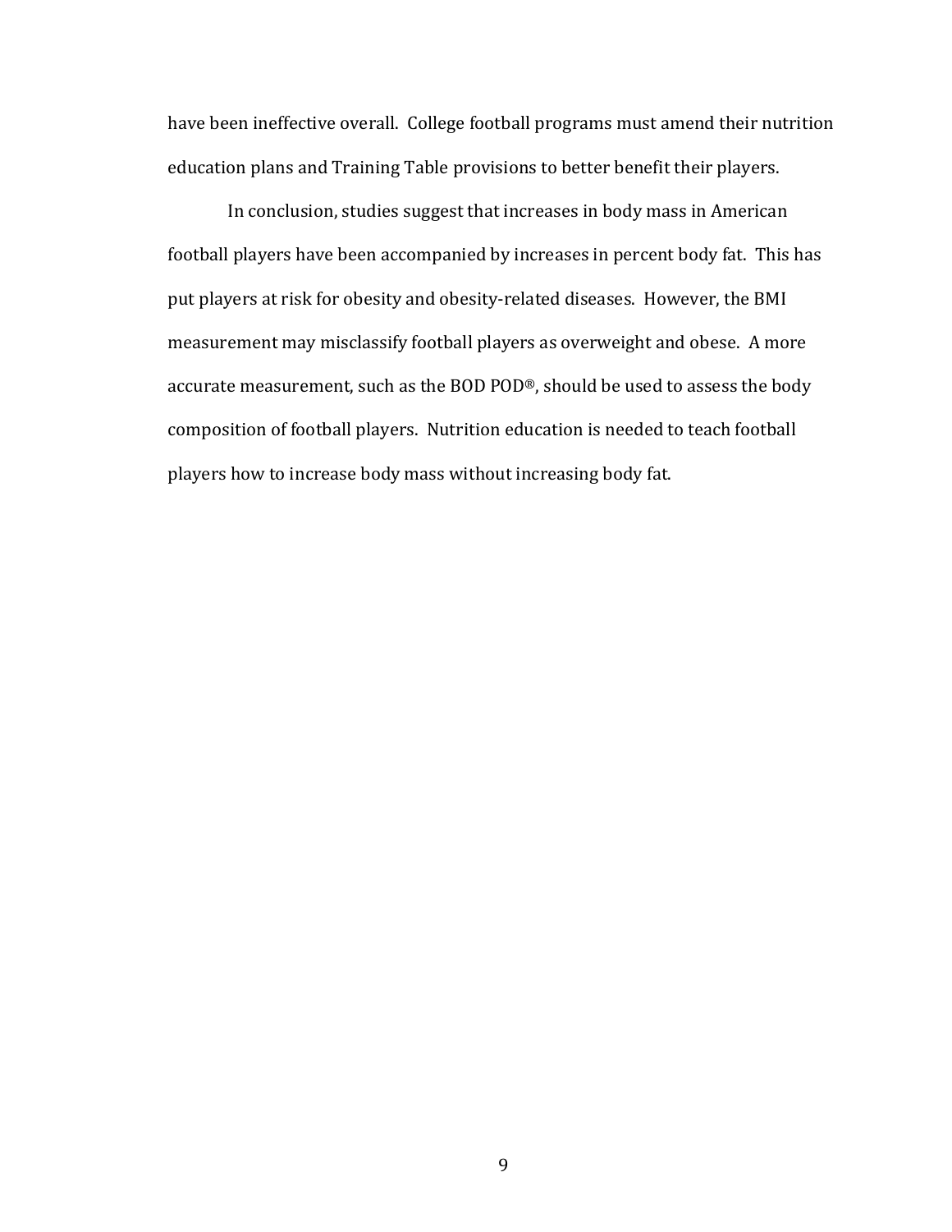have been ineffective overall. College football programs must amend their nutrition education plans and Training Table provisions to better benefit their players.

In conclusion, studies suggest that increases in body mass in American football players have been accompanied by increases in percent body fat. This has put players at risk for obesity and obesity-related diseases. However, the BMI measurement may misclassify football players as overweight and obese. A more accurate measurement, such as the BOD POD®, should be used to assess the body composition of football players. Nutrition education is needed to teach football players how to increase body mass without increasing body fat.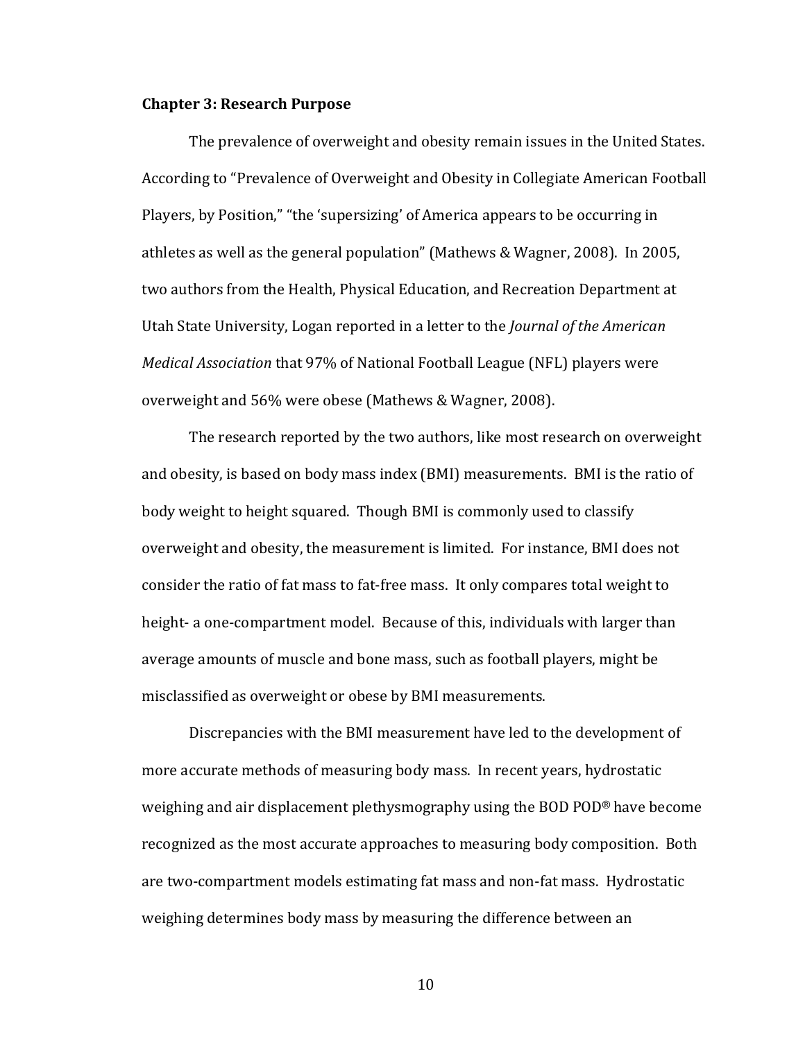**Chapter 3: Research Purpose**

The prevalence of overweight and obesity remain issues in the United States. According to "Prevalence of Overweight and Obesity in Collegiate American Football Players, by Position," "the 'supersizing' of America appears to be occurring in athletes as well as the general population" (Mathews & Wagner, 2008). In 2005, two authors from the Health, Physical Education, and Recreation Department at Utah State University, Logan reported in a letter to the *Journal of the American Medical Association* that 97% of National Football League (NFL) players were overweight and 56% were obese (Mathews & Wagner, 2008).

The research reported by the two authors, like most research on overweight and obesity, is based on body mass index (BMI) measurements. BMI is the ratio of body weight to height squared. Though BMI is commonly used to classify overweight and obesity, the measurement is limited. For instance, BMI does not consider the ratio of fat mass to fat-free mass. It only compares total weight to height- a one-compartment model. Because of this, individuals with larger than average amounts of muscle and bone mass, such as football players, might be misclassified as overweight or obese by BMI measurements.

Discrepancies with the BMI measurement have led to the development of more accurate methods of measuring body mass. In recent years, hydrostatic weighing and air displacement plethysmography using the BOD POD® have become recognized as the most accurate approaches to measuring body composition. Both are two-compartment models estimating fat mass and non-fat mass. Hydrostatic weighing determines body mass by measuring the difference between an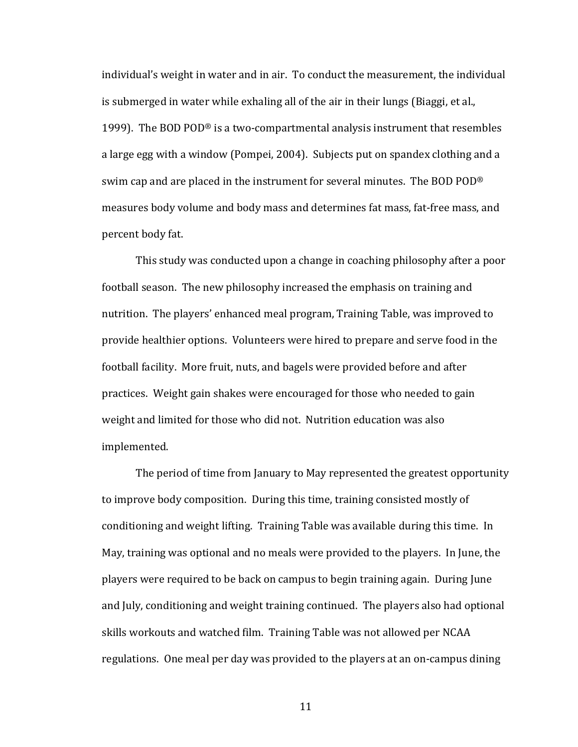individual's weight in water and in air. To conduct the measurement, the individual is submerged in water while exhaling all of the air in their lungs (Biaggi, et al., 1999). The BOD POD® is a two-compartmental analysis instrument that resembles a large egg with a window (Pompei, 2004). Subjects put on spandex clothing and a swim cap and are placed in the instrument for several minutes. The BOD POD® measures body volume and body mass and determines fat mass, fat-free mass, and percent body fat.

This study was conducted upon a change in coaching philosophy after a poor football season. The new philosophy increased the emphasis on training and nutrition. The players' enhanced meal program, Training Table, was improved to provide healthier options. Volunteers were hired to prepare and serve food in the football facility. More fruit, nuts, and bagels were provided before and after practices. Weight gain shakes were encouraged for those who needed to gain weight and limited for those who did not. Nutrition education was also implemented.

The period of time from January to May represented the greatest opportunity to improve body composition. During this time, training consisted mostly of conditioning and weight lifting. Training Table was available during this time. In May, training was optional and no meals were provided to the players. In June, the players were required to be back on campus to begin training again. During June and July, conditioning and weight training continued. The players also had optional skills workouts and watched film. Training Table was not allowed per NCAA regulations. One meal per day was provided to the players at an on-campus dining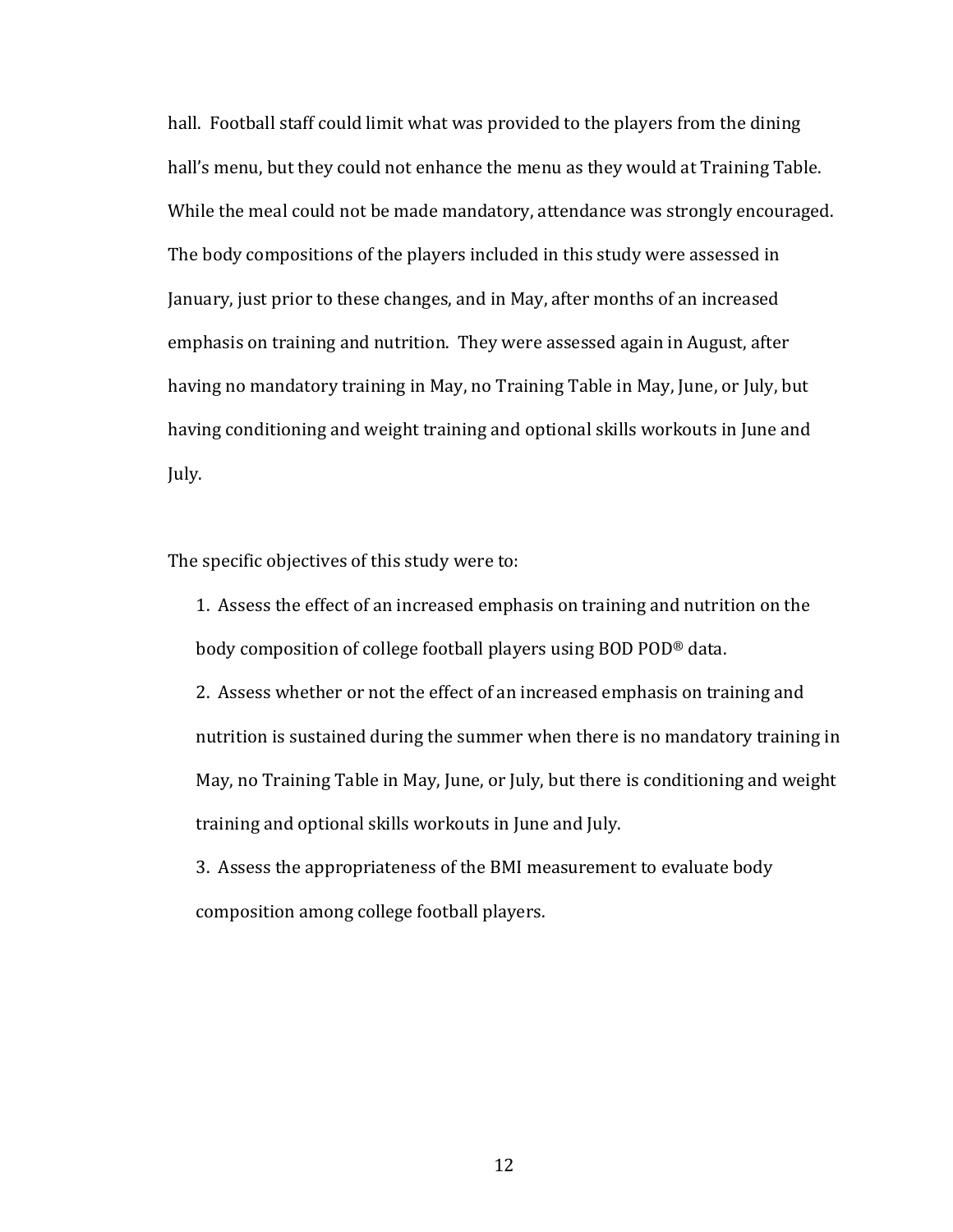hall. Football staff could limit what was provided to the players from the dining hall's menu, but they could not enhance the menu as they would at Training Table. While the meal could not be made mandatory, attendance was strongly encouraged. The body compositions of the players included in this study were assessed in January, just prior to these changes, and in May, after months of an increased emphasis on training and nutrition. They were assessed again in August, after having no mandatory training in May, no Training Table in May, June, or July, but having conditioning and weight training and optional skills workouts in June and July.

The specific objectives of this study were to:

1. Assess the effect of an increased emphasis on training and nutrition on the body composition of college football players using BOD POD® data.
2. Assess whether or not the effect of an increased emphasis on training and nutrition is sustained during the summer when there is no mandatory training in May, no Training Table in May, June, or July, but there is conditioning and weight training and optional skills workouts in June and July.
3. Assess the appropriateness of the BMI measurement to evaluate body composition among college football players.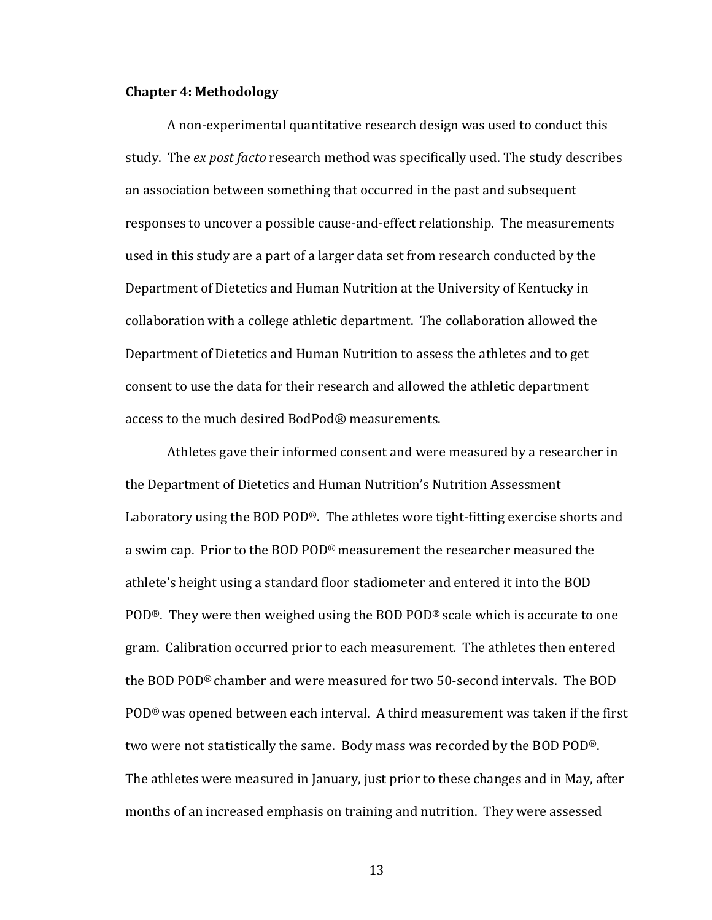**Chapter 4: Methodology**

A non-experimental quantitative research design was used to conduct this study. The *ex post facto* research method was specifically used. The study describes an association between something that occurred in the past and subsequent responses to uncover a possible cause-and-effect relationship. The measurements used in this study are a part of a larger data set from research conducted by the Department of Dietetics and Human Nutrition at the University of Kentucky in collaboration with a college athletic department. The collaboration allowed the Department of Dietetics and Human Nutrition to assess the athletes and to get consent to use the data for their research and allowed the athletic department access to the much desired BodPod® measurements.

Athletes gave their informed consent and were measured by a researcher in the Department of Dietetics and Human Nutrition's Nutrition Assessment Laboratory using the BOD POD®. The athletes wore tight-fitting exercise shorts and a swim cap. Prior to the BOD POD® measurement the researcher measured the athlete's height using a standard floor stadiometer and entered it into the BOD POD®. They were then weighed using the BOD POD® scale which is accurate to one gram. Calibration occurred prior to each measurement. The athletes then entered the BOD POD® chamber and were measured for two 50-second intervals. The BOD POD® was opened between each interval. A third measurement was taken if the first two were not statistically the same. Body mass was recorded by the BOD POD®. The athletes were measured in January, just prior to these changes and in May, after months of an increased emphasis on training and nutrition. They were assessed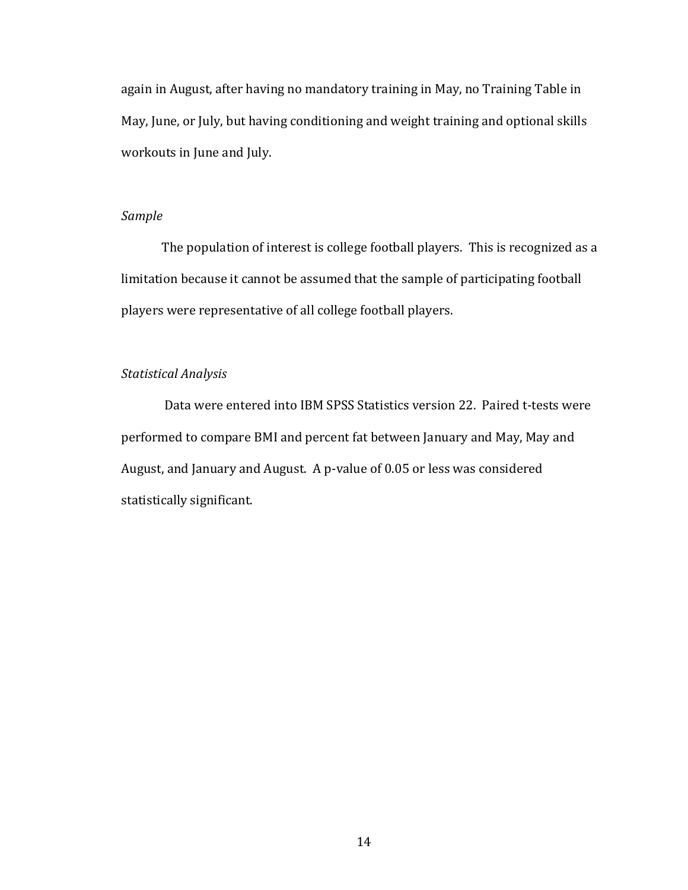again in August, after having no mandatory training in May, no Training Table in May, June, or July, but having conditioning and weight training and optional skills workouts in June and July.

*Sample*

The population of interest is college football players. This is recognized as a limitation because it cannot be assumed that the sample of participating football players were representative of all college football players.

*Statistical Analysis*

Data were entered into IBM SPSS Statistics version 22. Paired t-tests were performed to compare BMI and percent fat between January and May, May and August, and January and August. A p-value of 0.05 or less was considered statistically significant.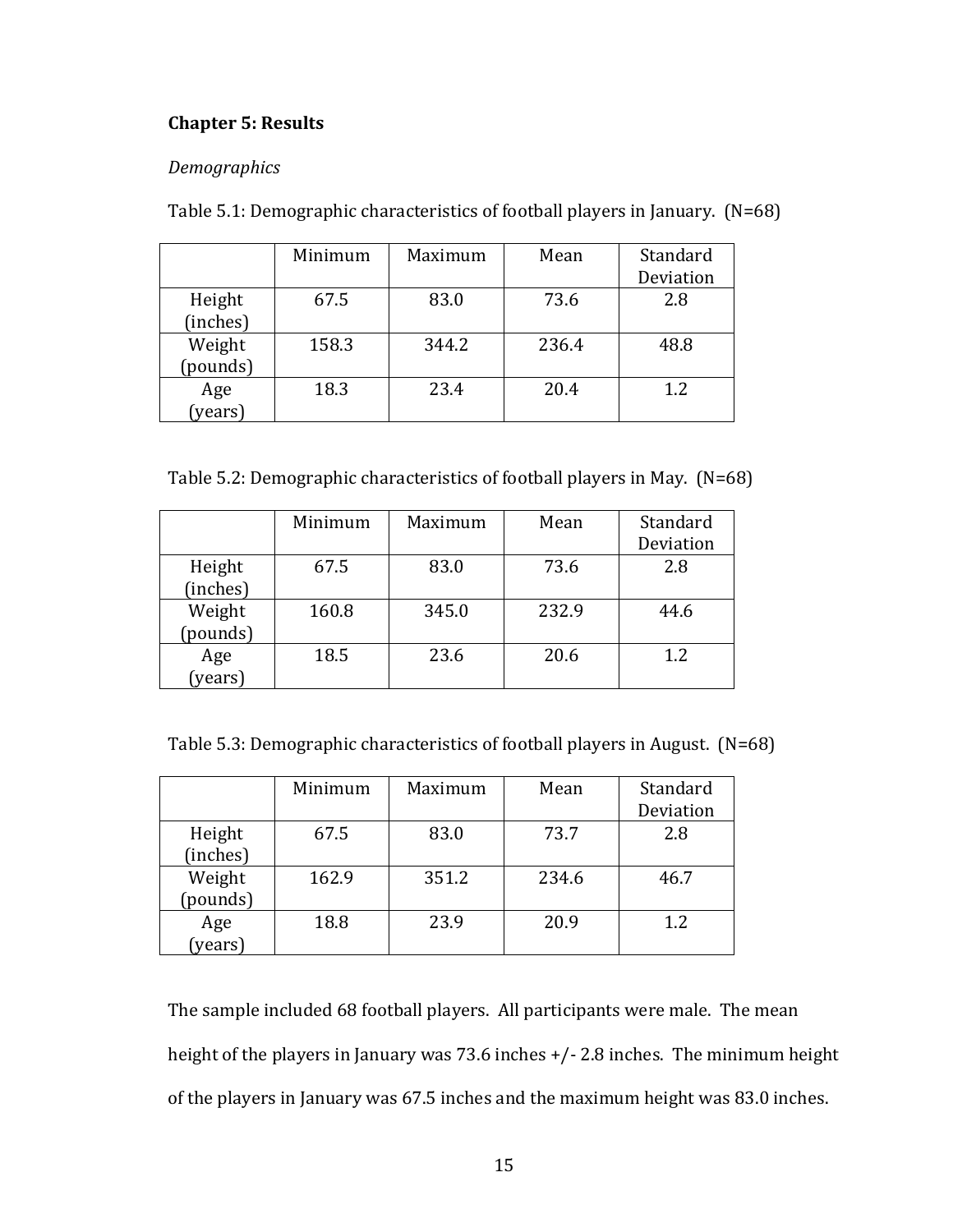## Chapter 5: Results

*Demographics*

Table 5.1: Demographic characteristics of football players in January. (N=68)

| | Minimum | Maximum | Mean | Standard Deviation |
|---|---|---|---|---|
| Height (inches) | 67.5 | 83.0 | 73.6 | 2.8 |
| Weight (pounds) | 158.3 | 344.2 | 236.4 | 48.8 |
| Age (years) | 18.3 | 23.4 | 20.4 | 1.2 |

Table 5.2: Demographic characteristics of football players in May. (N=68)

| | Minimum | Maximum | Mean | Standard Deviation |
|---|---|---|---|---|
| Height (inches) | 67.5 | 83.0 | 73.6 | 2.8 |
| Weight (pounds) | 160.8 | 345.0 | 232.9 | 44.6 |
| Age (years) | 18.5 | 23.6 | 20.6 | 1.2 |

Table 5.3: Demographic characteristics of football players in August. (N=68)

| | Minimum | Maximum | Mean | Standard Deviation |
|---|---|---|---|---|
| Height (inches) | 67.5 | 83.0 | 73.7 | 2.8 |
| Weight (pounds) | 162.9 | 351.2 | 234.6 | 46.7 |
| Age (years) | 18.8 | 23.9 | 20.9 | 1.2 |

The sample included 68 football players. All participants were male. The mean height of the players in January was 73.6 inches +/- 2.8 inches. The minimum height of the players in January was 67.5 inches and the maximum height was 83.0 inches.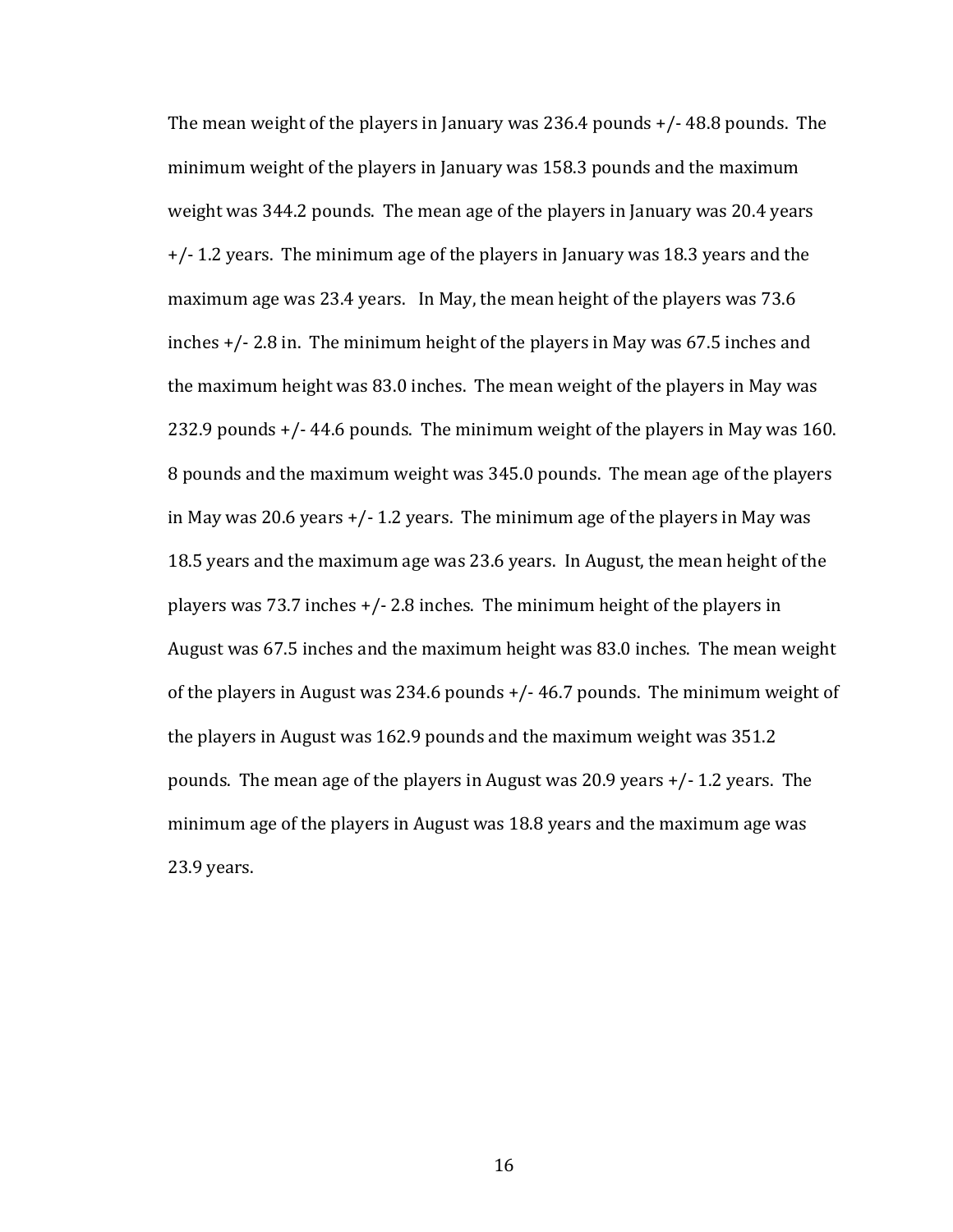The mean weight of the players in January was 236.4 pounds +/- 48.8 pounds. The minimum weight of the players in January was 158.3 pounds and the maximum weight was 344.2 pounds. The mean age of the players in January was 20.4 years +/- 1.2 years. The minimum age of the players in January was 18.3 years and the maximum age was 23.4 years. In May, the mean height of the players was 73.6 inches +/- 2.8 in. The minimum height of the players in May was 67.5 inches and the maximum height was 83.0 inches. The mean weight of the players in May was 232.9 pounds +/- 44.6 pounds. The minimum weight of the players in May was 160. 8 pounds and the maximum weight was 345.0 pounds. The mean age of the players in May was 20.6 years +/- 1.2 years. The minimum age of the players in May was 18.5 years and the maximum age was 23.6 years. In August, the mean height of the players was 73.7 inches +/- 2.8 inches. The minimum height of the players in August was 67.5 inches and the maximum height was 83.0 inches. The mean weight of the players in August was 234.6 pounds +/- 46.7 pounds. The minimum weight of the players in August was 162.9 pounds and the maximum weight was 351.2 pounds. The mean age of the players in August was 20.9 years +/- 1.2 years. The minimum age of the players in August was 18.8 years and the maximum age was 23.9 years.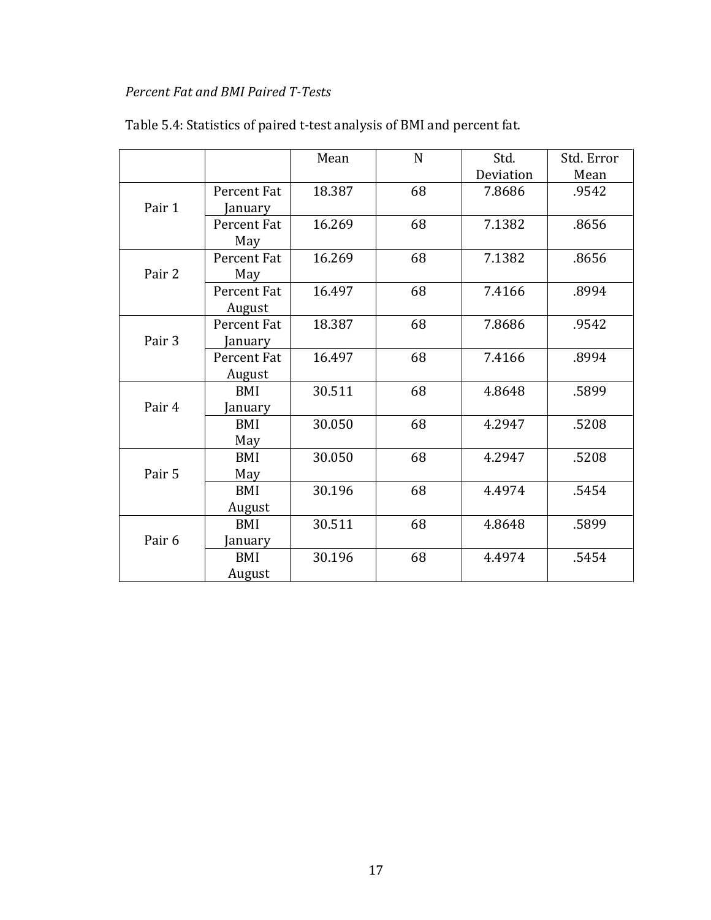*Percent Fat and BMI Paired T-Tests*

Table 5.4: Statistics of paired t-test analysis of BMI and percent fat.

| | | Mean | N | Std. Deviation | Std. Error Mean |
|---|---|---|---|---|---|
| Pair 1 | Percent Fat January | 18.387 | 68 | 7.8686 | .9542 |
| | Percent Fat May | 16.269 | 68 | 7.1382 | .8656 |
| Pair 2 | Percent Fat May | 16.269 | 68 | 7.1382 | .8656 |
| | Percent Fat August | 16.497 | 68 | 7.4166 | .8994 |
| Pair 3 | Percent Fat January | 18.387 | 68 | 7.8686 | .9542 |
| | Percent Fat August | 16.497 | 68 | 7.4166 | .8994 |
| Pair 4 | BMI January | 30.511 | 68 | 4.8648 | .5899 |
| | BMI May | 30.050 | 68 | 4.2947 | .5208 |
| Pair 5 | BMI May | 30.050 | 68 | 4.2947 | .5208 |
| | BMI August | 30.196 | 68 | 4.4974 | .5454 |
| Pair 6 | BMI January | 30.511 | 68 | 4.8648 | .5899 |
| | BMI August | 30.196 | 68 | 4.4974 | .5454 |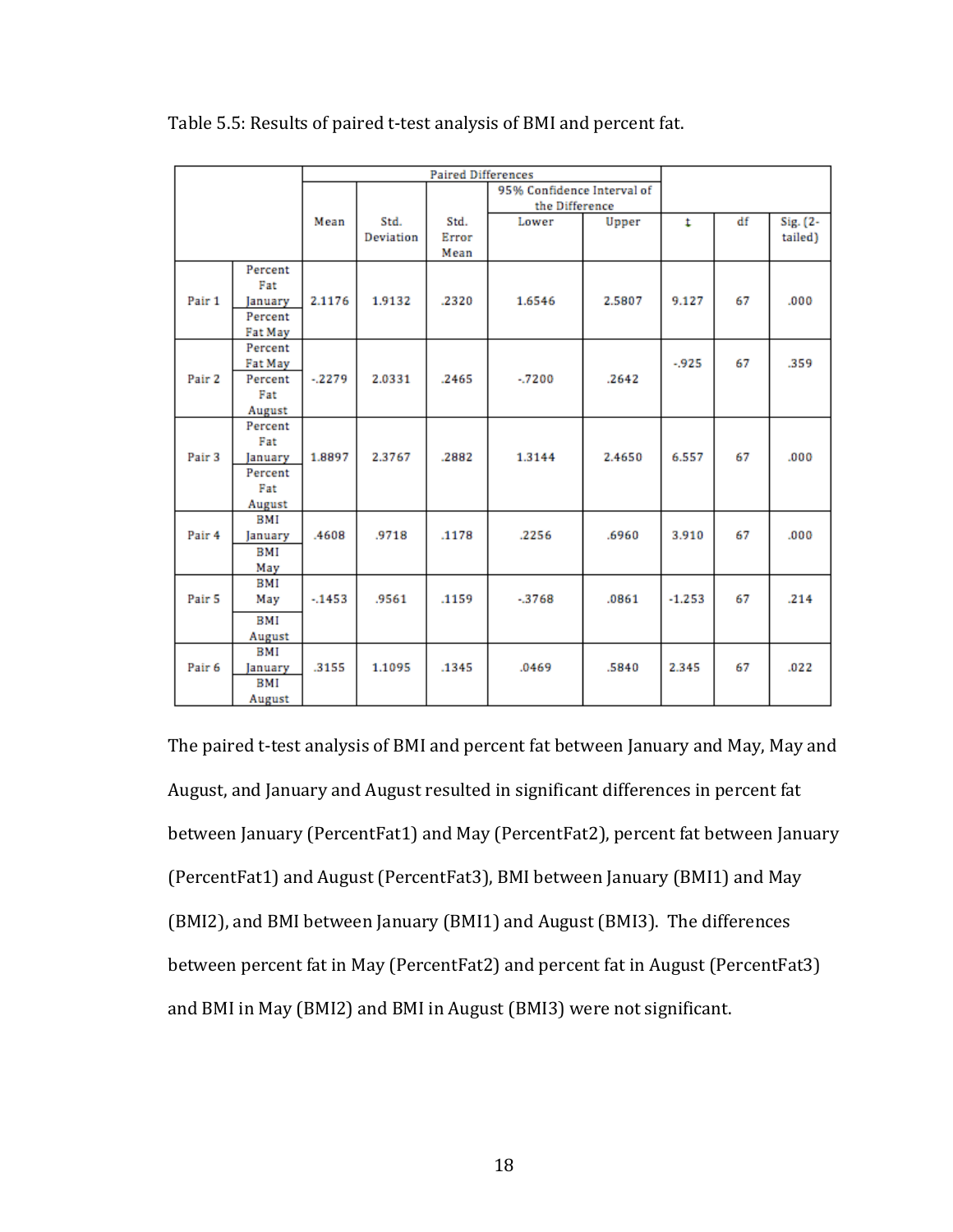Table 5.5: Results of paired t-test analysis of BMI and percent fat.

| | | Paired Differences | | | | | | | |
|---|---|---|---|---|---|---|---|---|---|
| | | Mean | Std. Deviation | Std. Error Mean | 95% Confidence Interval of the Difference | | t | df | Sig. (2-tailed) |
| | | | | | Lower | Upper | | | |
| Pair 1 | Percent Fat January<br>Percent Fat May | 2.1176 | 1.9132 | .2320 | 1.6546 | 2.5807 | 9.127 | 67 | .000 |
| Pair 2 | Percent Fat May<br>Percent Fat August | -.2279 | 2.0331 | .2465 | -.7200 | .2642 | -.925 | 67 | .359 |
| Pair 3 | Percent Fat January<br>Percent Fat August | 1.8897 | 2.3767 | .2882 | 1.3144 | 2.4650 | 6.557 | 67 | .000 |
| Pair 4 | BMI January<br>BMI May | .4608 | .9718 | .1178 | .2256 | .6960 | 3.910 | 67 | .000 |
| Pair 5 | BMI May<br>BMI August | -.1453 | .9561 | .1159 | -.3768 | .0861 | -1.253 | 67 | .214 |
| Pair 6 | BMI January<br>BMI August | .3155 | 1.1095 | .1345 | .0469 | .5840 | 2.345 | 67 | .022 |

The paired t-test analysis of BMI and percent fat between January and May, May and August, and January and August resulted in significant differences in percent fat between January (PercentFat1) and May (PercentFat2), percent fat between January (PercentFat1) and August (PercentFat3), BMI between January (BMI1) and May (BMI2), and BMI between January (BMI1) and August (BMI3). The differences between percent fat in May (PercentFat2) and percent fat in August (PercentFat3) and BMI in May (BMI2) and BMI in August (BMI3) were not significant.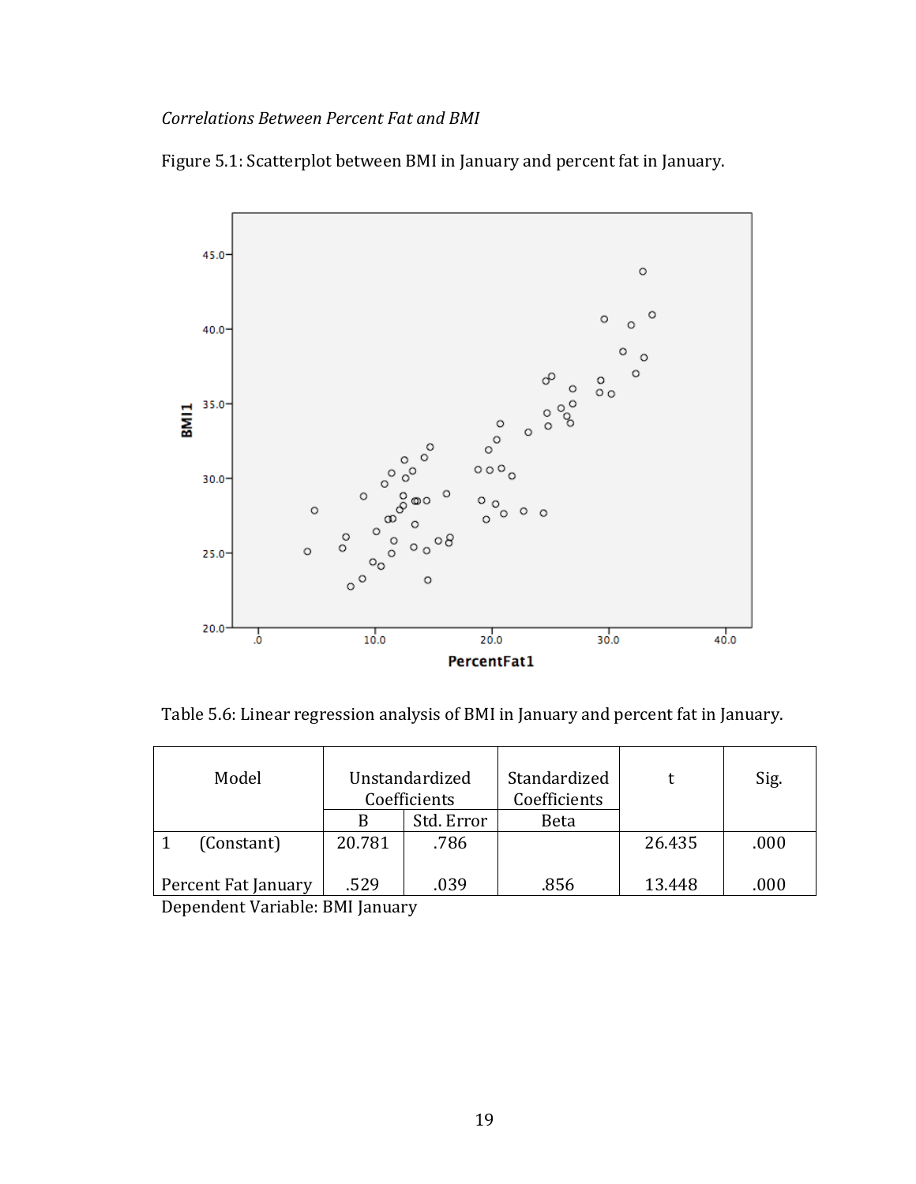*Correlations Between Percent Fat and BMI*

Figure 5.1: Scatterplot between BMI in January and percent fat in January.

Table 5.6: Linear regression analysis of BMI in January and percent fat in January.

| Model | Unstandardized Coefficients | | Standardized Coefficients | t | Sig. |
|---|---|---|---|---|---|
| | B | Std. Error | Beta | | |
| 1 (Constant) | 20.781 | .786 | | 26.435 | .000 |
| Percent Fat January | .529 | .039 | .856 | 13.448 | .000 |

Dependent Variable: BMI January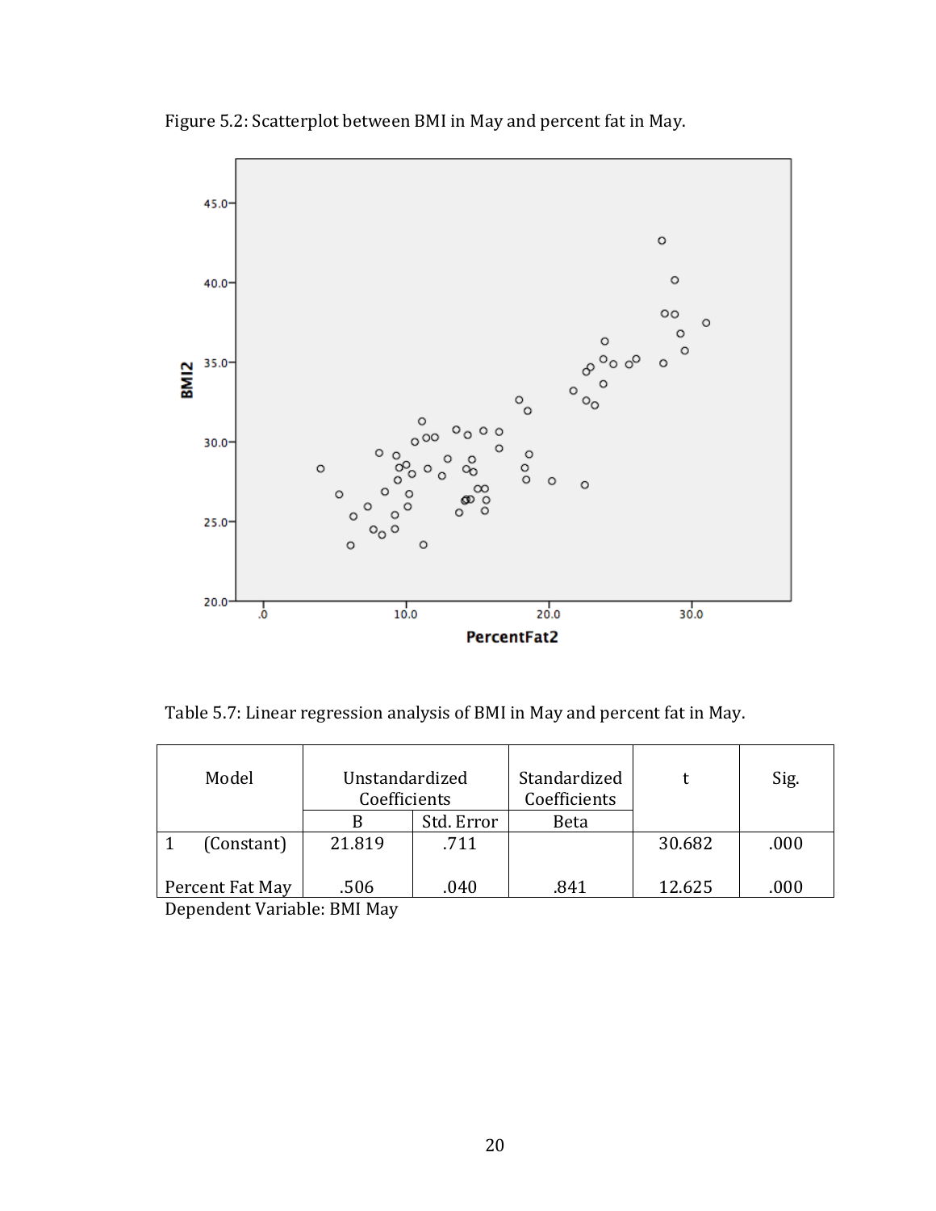Figure 5.2: Scatterplot between BMI in May and percent fat in May.

Table 5.7: Linear regression analysis of BMI in May and percent fat in May.

| Model | Unstandardized Coefficients | | Standardized Coefficients | t | Sig. |
|---|---|---|---|---|---|
| | B | Std. Error | Beta | | |
| 1 (Constant) | 21.819 | .711 | | 30.682 | .000 |
| Percent Fat May | .506 | .040 | .841 | 12.625 | .000 |

Dependent Variable: BMI May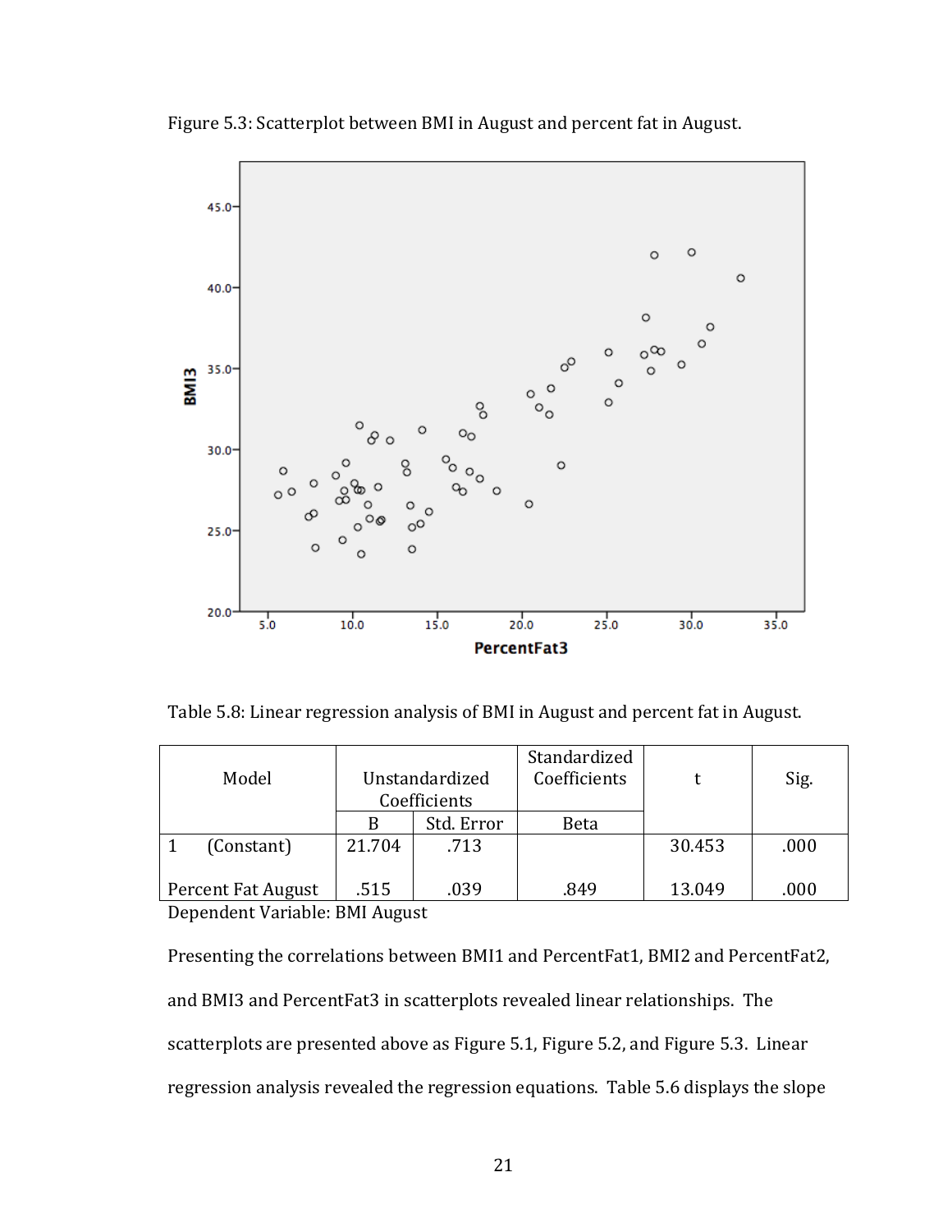Figure 5.3: Scatterplot between BMI in August and percent fat in August.

Table 5.8: Linear regression analysis of BMI in August and percent fat in August.

| Model | Unstandardized Coefficients | | Standardized Coefficients | t | Sig. |
|---|---|---|---|---|---|
| | B | Std. Error | Beta | | |
| 1 (Constant) | 21.704 | .713 | | 30.453 | .000 |
| Percent Fat August | .515 | .039 | .849 | 13.049 | .000 |

Dependent Variable: BMI August

Presenting the correlations between BMI1 and PercentFat1, BMI2 and PercentFat2, and BMI3 and PercentFat3 in scatterplots revealed linear relationships. The scatterplots are presented above as Figure 5.1, Figure 5.2, and Figure 5.3. Linear regression analysis revealed the regression equations. Table 5.6 displays the slope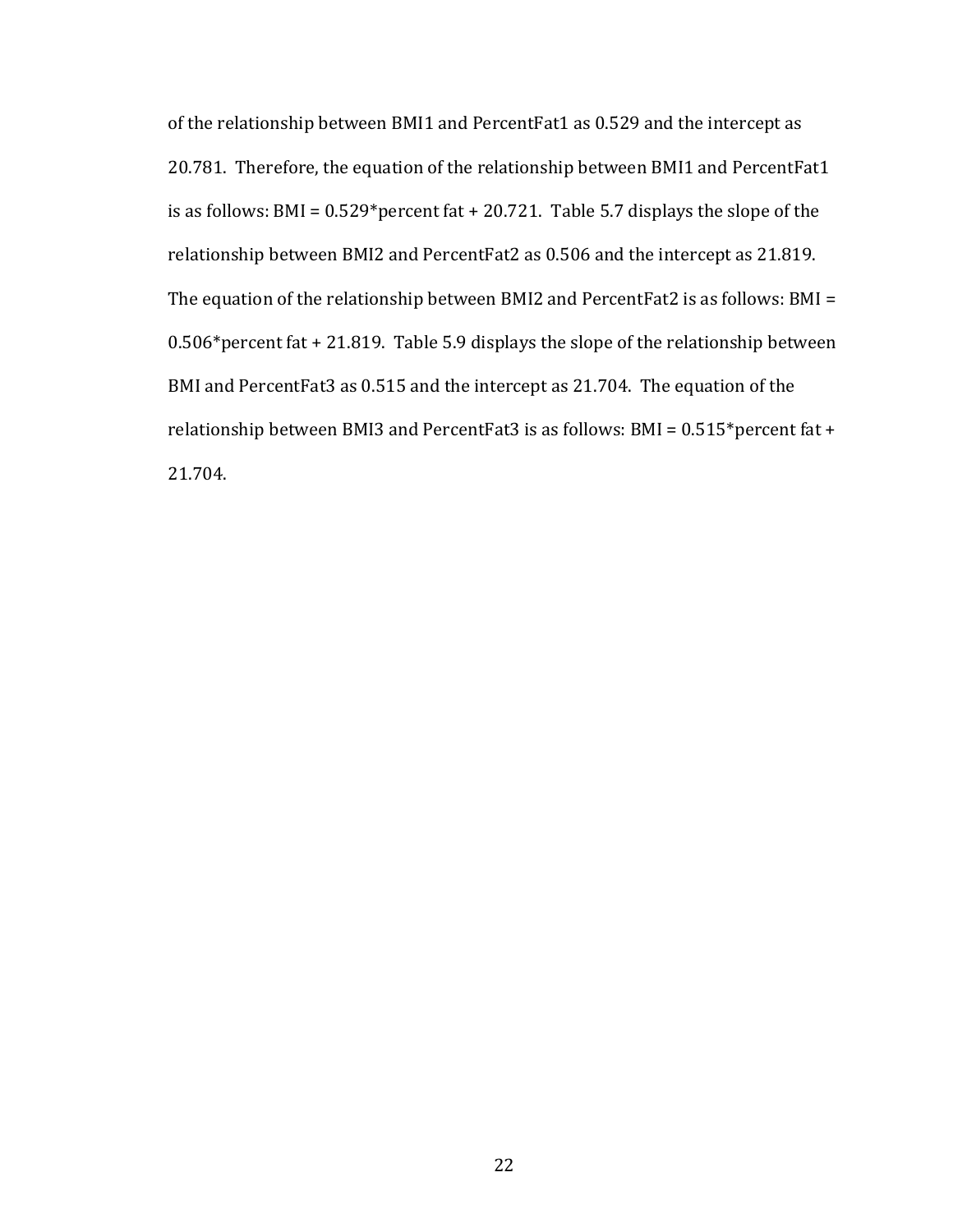of the relationship between BMI1 and PercentFat1 as 0.529 and the intercept as 20.781. Therefore, the equation of the relationship between BMI1 and PercentFat1 is as follows: BMI = 0.529*percent fat + 20.721. Table 5.7 displays the slope of the relationship between BMI2 and PercentFat2 as 0.506 and the intercept as 21.819. The equation of the relationship between BMI2 and PercentFat2 is as follows: BMI = 0.506*percent fat + 21.819. Table 5.9 displays the slope of the relationship between BMI and PercentFat3 as 0.515 and the intercept as 21.704. The equation of the relationship between BMI3 and PercentFat3 is as follows: BMI = 0.515*percent fat + 21.704.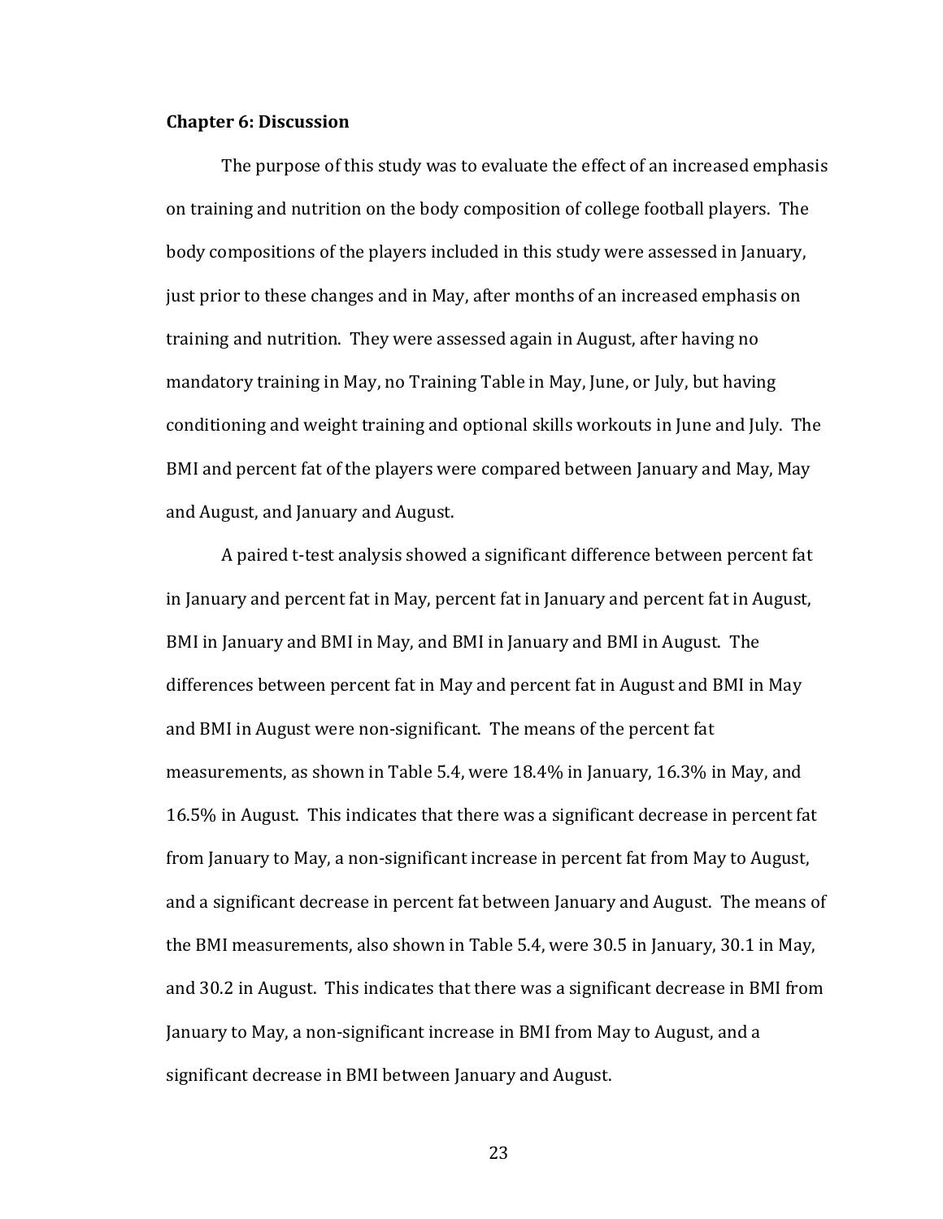## Chapter 6: Discussion

The purpose of this study was to evaluate the effect of an increased emphasis on training and nutrition on the body composition of college football players. The body compositions of the players included in this study were assessed in January, just prior to these changes and in May, after months of an increased emphasis on training and nutrition. They were assessed again in August, after having no mandatory training in May, no Training Table in May, June, or July, but having conditioning and weight training and optional skills workouts in June and July. The BMI and percent fat of the players were compared between January and May, May and August, and January and August.

A paired t-test analysis showed a significant difference between percent fat in January and percent fat in May, percent fat in January and percent fat in August, BMI in January and BMI in May, and BMI in January and BMI in August. The differences between percent fat in May and percent fat in August and BMI in May and BMI in August were non-significant. The means of the percent fat measurements, as shown in Table 5.4, were 18.4% in January, 16.3% in May, and 16.5% in August. This indicates that there was a significant decrease in percent fat from January to May, a non-significant increase in percent fat from May to August, and a significant decrease in percent fat between January and August. The means of the BMI measurements, also shown in Table 5.4, were 30.5 in January, 30.1 in May, and 30.2 in August. This indicates that there was a significant decrease in BMI from January to May, a non-significant increase in BMI from May to August, and a significant decrease in BMI between January and August.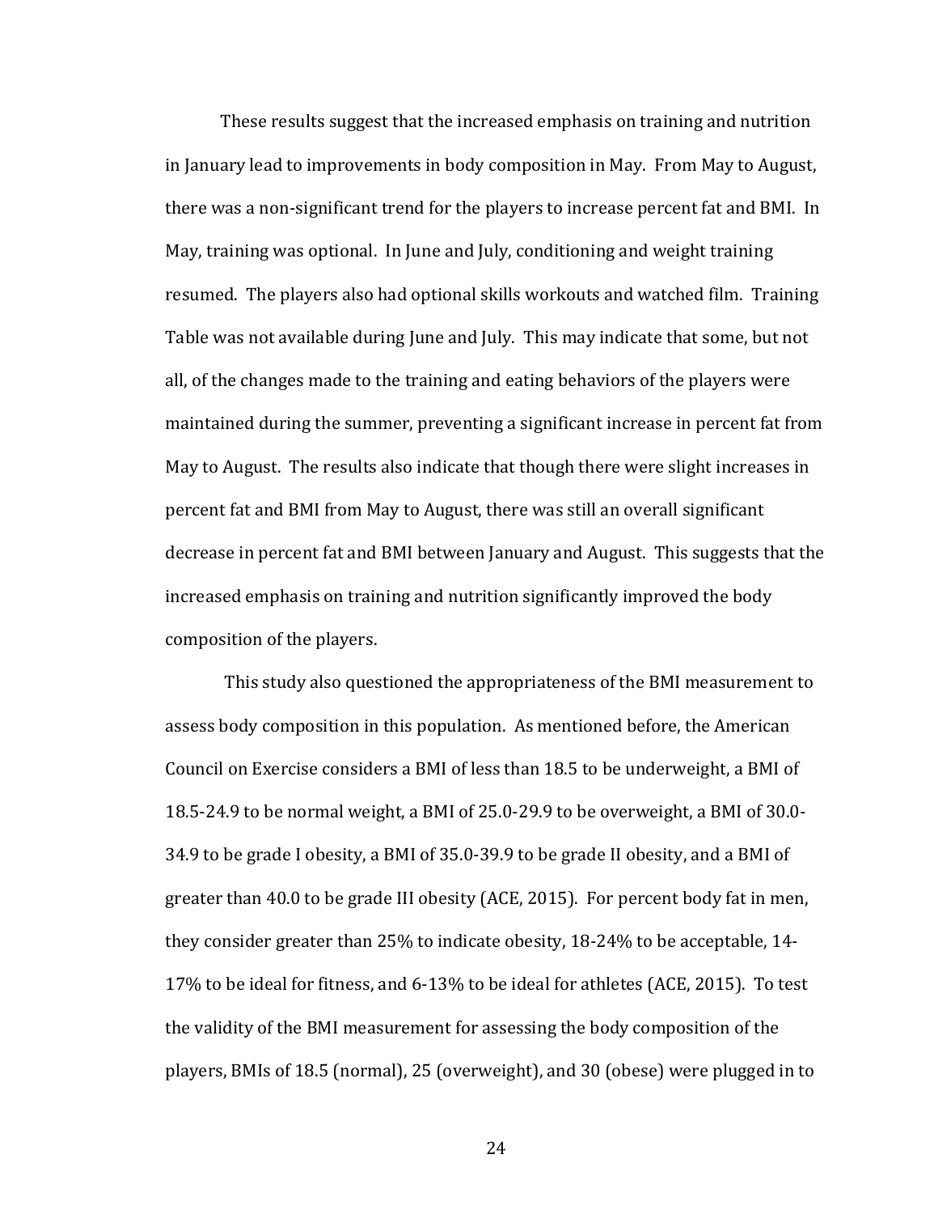These results suggest that the increased emphasis on training and nutrition in January lead to improvements in body composition in May. From May to August, there was a non-significant trend for the players to increase percent fat and BMI. In May, training was optional. In June and July, conditioning and weight training resumed. The players also had optional skills workouts and watched film. Training Table was not available during June and July. This may indicate that some, but not all, of the changes made to the training and eating behaviors of the players were maintained during the summer, preventing a significant increase in percent fat from May to August. The results also indicate that though there were slight increases in percent fat and BMI from May to August, there was still an overall significant decrease in percent fat and BMI between January and August. This suggests that the increased emphasis on training and nutrition significantly improved the body composition of the players.

This study also questioned the appropriateness of the BMI measurement to assess body composition in this population. As mentioned before, the American Council on Exercise considers a BMI of less than 18.5 to be underweight, a BMI of 18.5-24.9 to be normal weight, a BMI of 25.0-29.9 to be overweight, a BMI of 30.0-34.9 to be grade I obesity, a BMI of 35.0-39.9 to be grade II obesity, and a BMI of greater than 40.0 to be grade III obesity (ACE, 2015). For percent body fat in men, they consider greater than 25% to indicate obesity, 18-24% to be acceptable, 14-17% to be ideal for fitness, and 6-13% to be ideal for athletes (ACE, 2015). To test the validity of the BMI measurement for assessing the body composition of the players, BMIs of 18.5 (normal), 25 (overweight), and 30 (obese) were plugged in to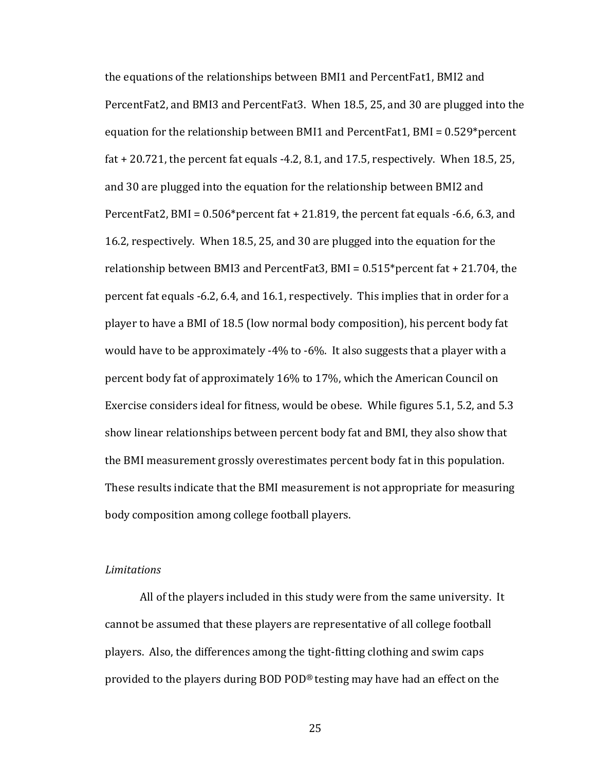the equations of the relationships between BMI1 and PercentFat1, BMI2 and PercentFat2, and BMI3 and PercentFat3. When 18.5, 25, and 30 are plugged into the equation for the relationship between BMI1 and PercentFat1, BMI = 0.529*percent fat + 20.721, the percent fat equals -4.2, 8.1, and 17.5, respectively. When 18.5, 25, and 30 are plugged into the equation for the relationship between BMI2 and PercentFat2, BMI = 0.506*percent fat + 21.819, the percent fat equals -6.6, 6.3, and 16.2, respectively. When 18.5, 25, and 30 are plugged into the equation for the relationship between BMI3 and PercentFat3, BMI = 0.515*percent fat + 21.704, the percent fat equals -6.2, 6.4, and 16.1, respectively. This implies that in order for a player to have a BMI of 18.5 (low normal body composition), his percent body fat would have to be approximately -4% to -6%. It also suggests that a player with a percent body fat of approximately 16% to 17%, which the American Council on Exercise considers ideal for fitness, would be obese. While figures 5.1, 5.2, and 5.3 show linear relationships between percent body fat and BMI, they also show that the BMI measurement grossly overestimates percent body fat in this population. These results indicate that the BMI measurement is not appropriate for measuring body composition among college football players.

*Limitations*

All of the players included in this study were from the same university. It cannot be assumed that these players are representative of all college football players. Also, the differences among the tight-fitting clothing and swim caps provided to the players during BOD POD® testing may have had an effect on the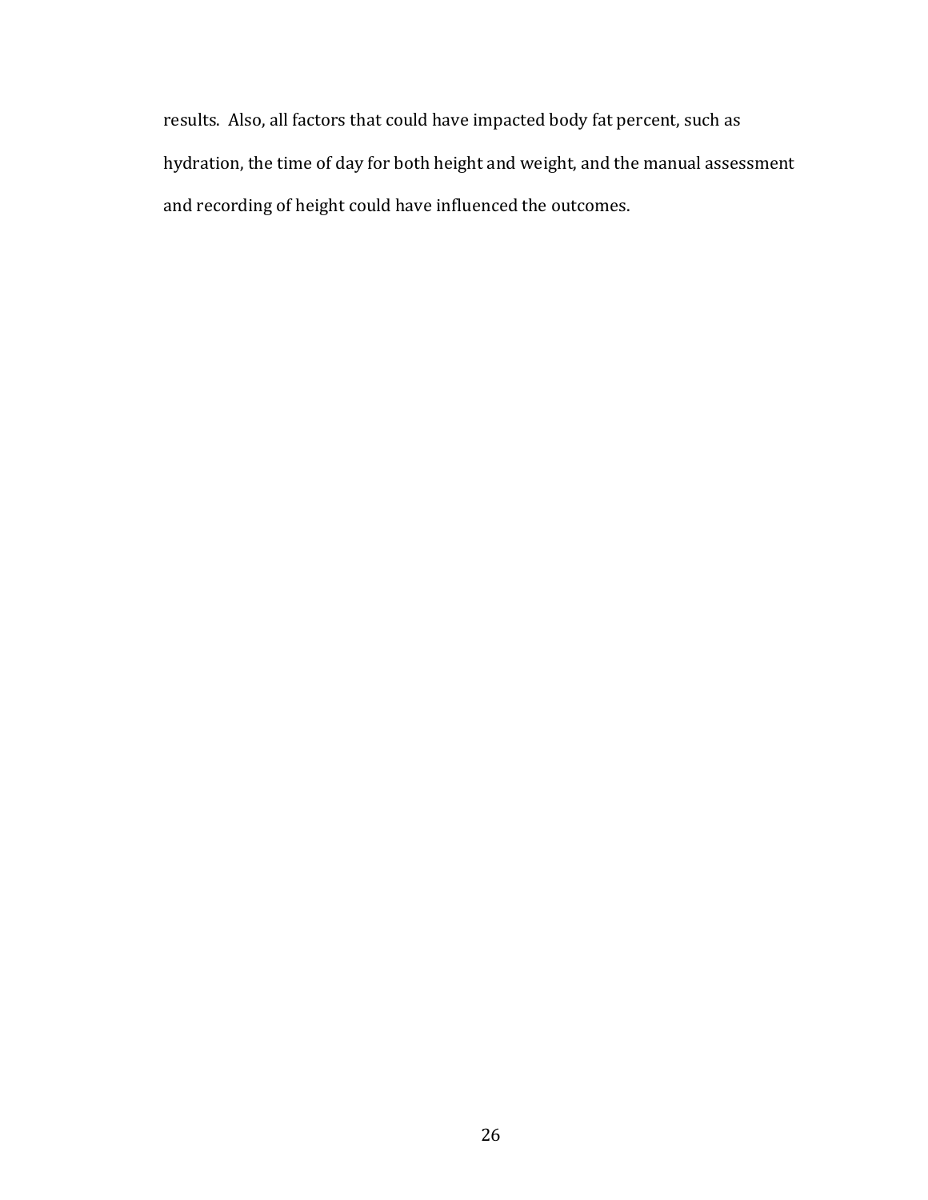results. Also, all factors that could have impacted body fat percent, such as hydration, the time of day for both height and weight, and the manual assessment and recording of height could have influenced the outcomes.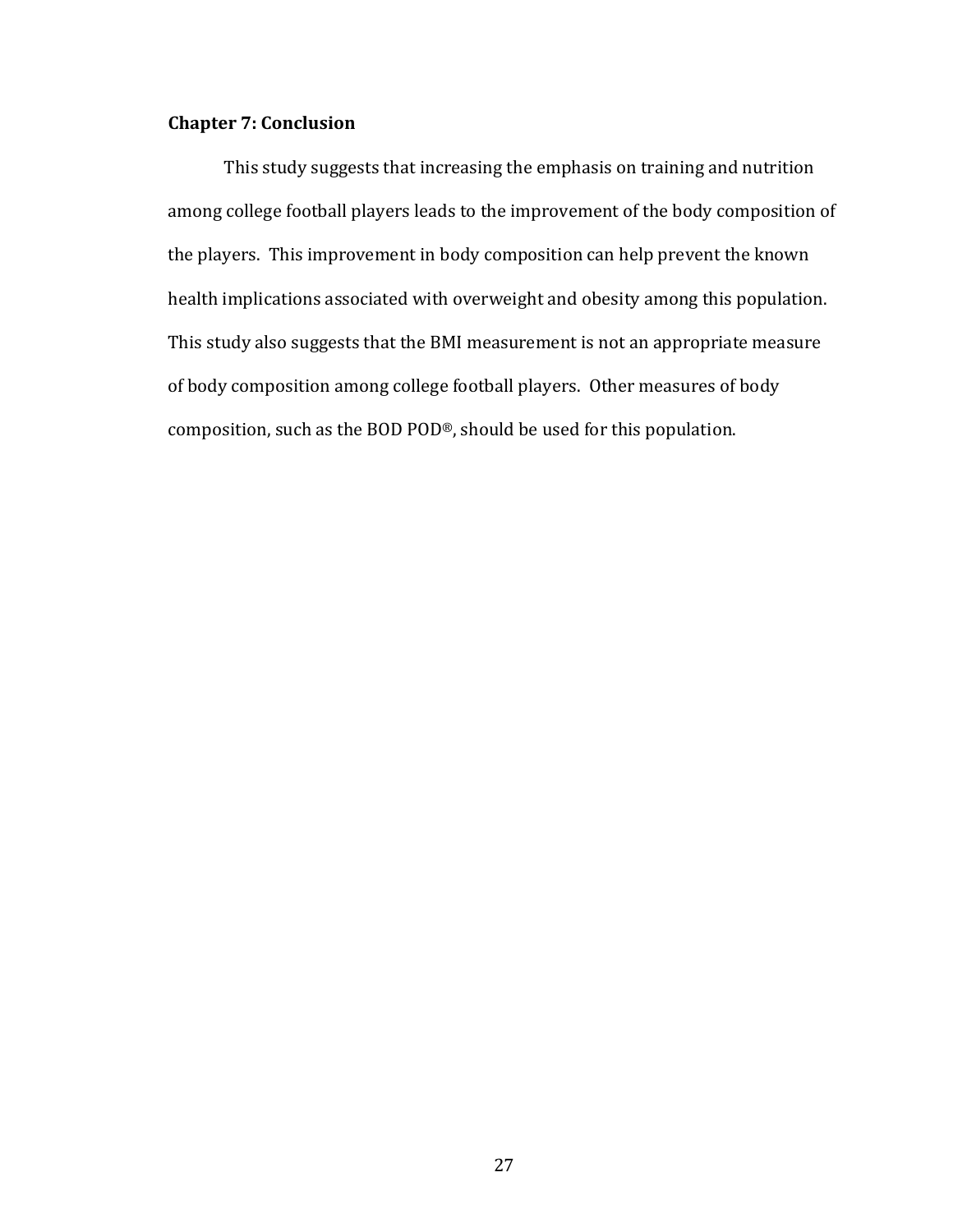## Chapter 7: Conclusion

This study suggests that increasing the emphasis on training and nutrition among college football players leads to the improvement of the body composition of the players. This improvement in body composition can help prevent the known health implications associated with overweight and obesity among this population. This study also suggests that the BMI measurement is not an appropriate measure of body composition among college football players. Other measures of body composition, such as the BOD POD®, should be used for this population.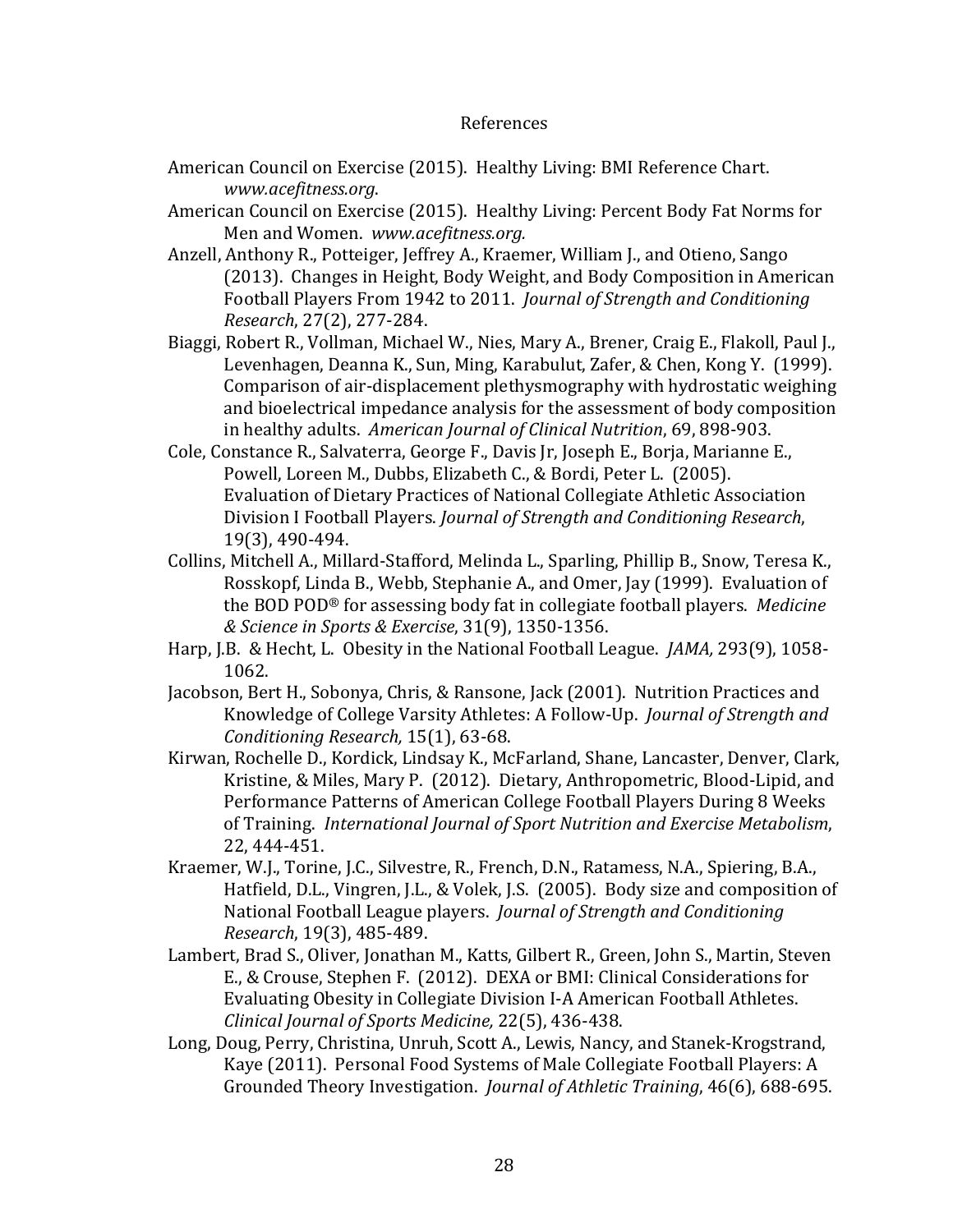# References

American Council on Exercise (2015). Healthy Living: BMI Reference Chart. *www.acefitness.org*.

American Council on Exercise (2015). Healthy Living: Percent Body Fat Norms for Men and Women. *www.acefitness.org.*

Anzell, Anthony R., Potteiger, Jeffrey A., Kraemer, William J., and Otieno, Sango (2013). Changes in Height, Body Weight, and Body Composition in American Football Players From 1942 to 2011. *Journal of Strength and Conditioning Research*, 27(2), 277-284.

Biaggi, Robert R., Vollman, Michael W., Nies, Mary A., Brener, Craig E., Flakoll, Paul J., Levenhagen, Deanna K., Sun, Ming, Karabulut, Zafer, & Chen, Kong Y. (1999). Comparison of air-displacement plethysmography with hydrostatic weighing and bioelectrical impedance analysis for the assessment of body composition in healthy adults. *American Journal of Clinical Nutrition*, 69, 898-903.

Cole, Constance R., Salvaterra, George F., Davis Jr, Joseph E., Borja, Marianne E., Powell, Loreen M., Dubbs, Elizabeth C., & Bordi, Peter L. (2005). Evaluation of Dietary Practices of National Collegiate Athletic Association Division I Football Players. *Journal of Strength and Conditioning Research*, 19(3), 490-494.

Collins, Mitchell A., Millard-Stafford, Melinda L., Sparling, Phillip B., Snow, Teresa K., Rosskopf, Linda B., Webb, Stephanie A., and Omer, Jay (1999). Evaluation of the BOD POD® for assessing body fat in collegiate football players. *Medicine & Science in Sports & Exercise*, 31(9), 1350-1356.

Harp, J.B. & Hecht, L. Obesity in the National Football League. *JAMA,* 293(9), 1058-1062.

Jacobson, Bert H., Sobonya, Chris, & Ransone, Jack (2001). Nutrition Practices and Knowledge of College Varsity Athletes: A Follow-Up. *Journal of Strength and Conditioning Research,* 15(1), 63-68.

Kirwan, Rochelle D., Kordick, Lindsay K., McFarland, Shane, Lancaster, Denver, Clark, Kristine, & Miles, Mary P. (2012). Dietary, Anthropometric, Blood-Lipid, and Performance Patterns of American College Football Players During 8 Weeks of Training. *International Journal of Sport Nutrition and Exercise Metabolism*, 22, 444-451.

Kraemer, W.J., Torine, J.C., Silvestre, R., French, D.N., Ratamess, N.A., Spiering, B.A., Hatfield, D.L., Vingren, J.L., & Volek, J.S. (2005). Body size and composition of National Football League players. *Journal of Strength and Conditioning Research*, 19(3), 485-489.

Lambert, Brad S., Oliver, Jonathan M., Katts, Gilbert R., Green, John S., Martin, Steven E., & Crouse, Stephen F. (2012). DEXA or BMI: Clinical Considerations for Evaluating Obesity in Collegiate Division I-A American Football Athletes. *Clinical Journal of Sports Medicine,* 22(5), 436-438.

Long, Doug, Perry, Christina, Unruh, Scott A., Lewis, Nancy, and Stanek-Krogstrand, Kaye (2011). Personal Food Systems of Male Collegiate Football Players: A Grounded Theory Investigation. *Journal of Athletic Training*, 46(6), 688-695.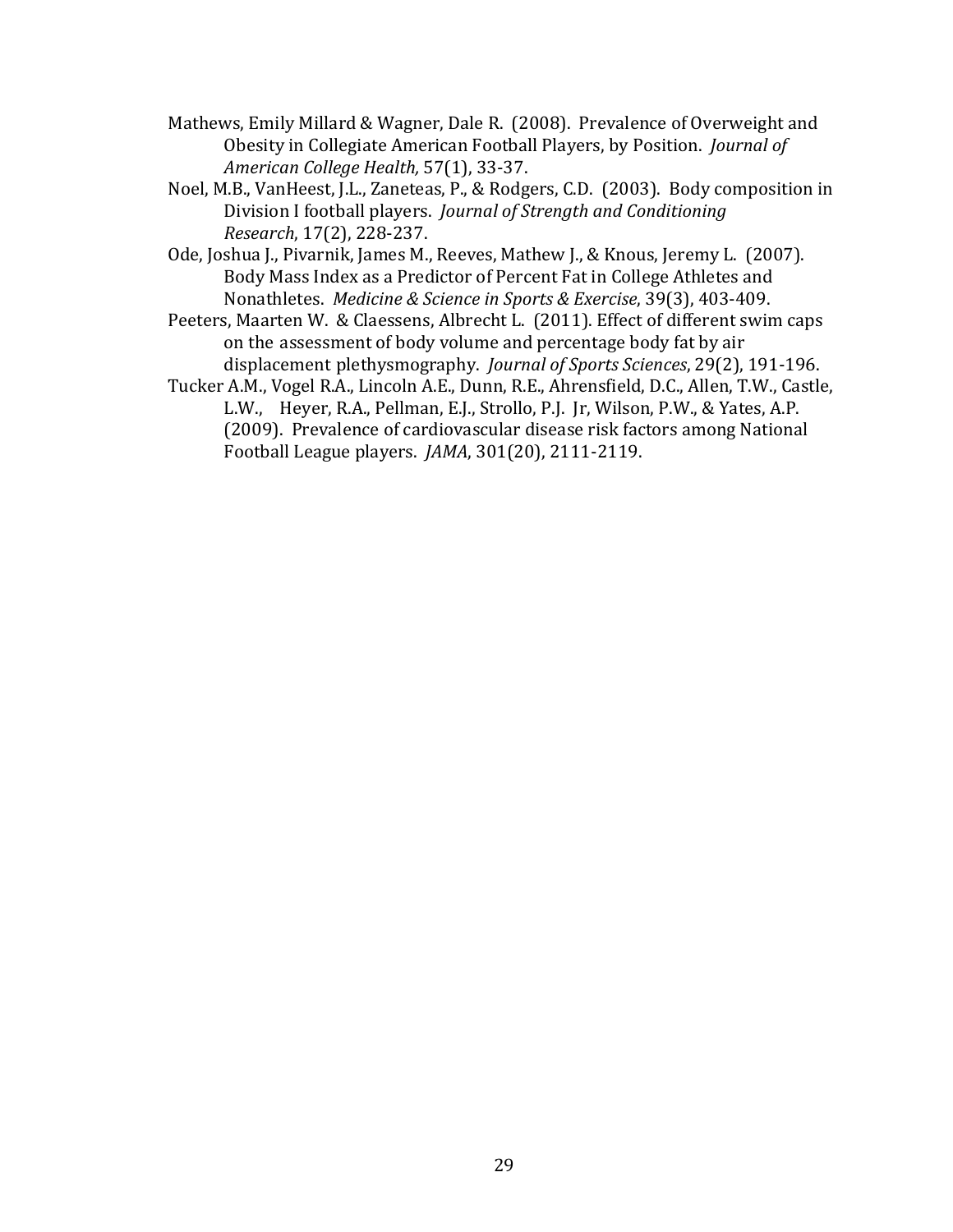Mathews, Emily Millard & Wagner, Dale R. (2008). Prevalence of Overweight and Obesity in Collegiate American Football Players, by Position. *Journal of American College Health,* 57(1), 33-37.

Noel, M.B., VanHeest, J.L., Zaneteas, P., & Rodgers, C.D. (2003). Body composition in Division I football players. *Journal of Strength and Conditioning Research*, 17(2), 228-237.

Ode, Joshua J., Pivarnik, James M., Reeves, Mathew J., & Knous, Jeremy L. (2007). Body Mass Index as a Predictor of Percent Fat in College Athletes and Nonathletes. *Medicine & Science in Sports & Exercise*, 39(3), 403-409.

Peeters, Maarten W. & Claessens, Albrecht L. (2011). Effect of different swim caps on the assessment of body volume and percentage body fat by air displacement plethysmography. *Journal of Sports Sciences*, 29(2), 191-196.

Tucker A.M., Vogel R.A., Lincoln A.E., Dunn, R.E., Ahrensfield, D.C., Allen, T.W., Castle, L.W., Heyer, R.A., Pellman, E.J., Strollo, P.J. Jr, Wilson, P.W., & Yates, A.P. (2009). Prevalence of cardiovascular disease risk factors among National Football League players. *JAMA*, 301(20), 2111-2119.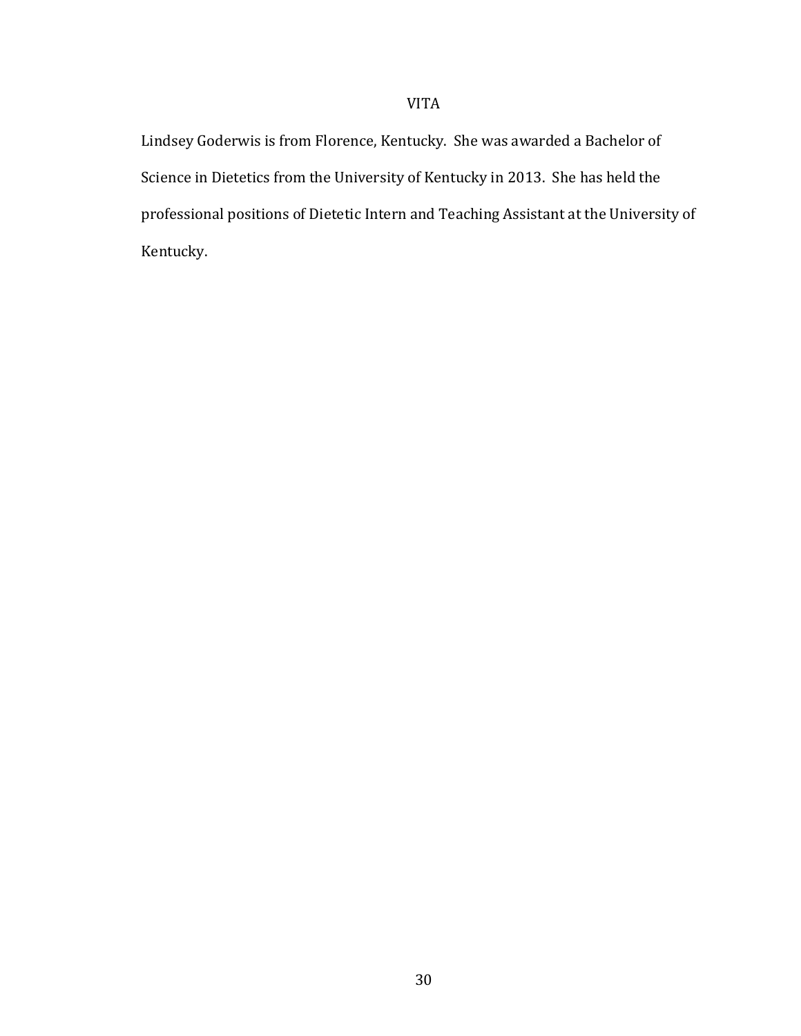# VITA

Lindsey Goderwis is from Florence, Kentucky. She was awarded a Bachelor of Science in Dietetics from the University of Kentucky in 2013. She has held the professional positions of Dietetic Intern and Teaching Assistant at the University of Kentucky.